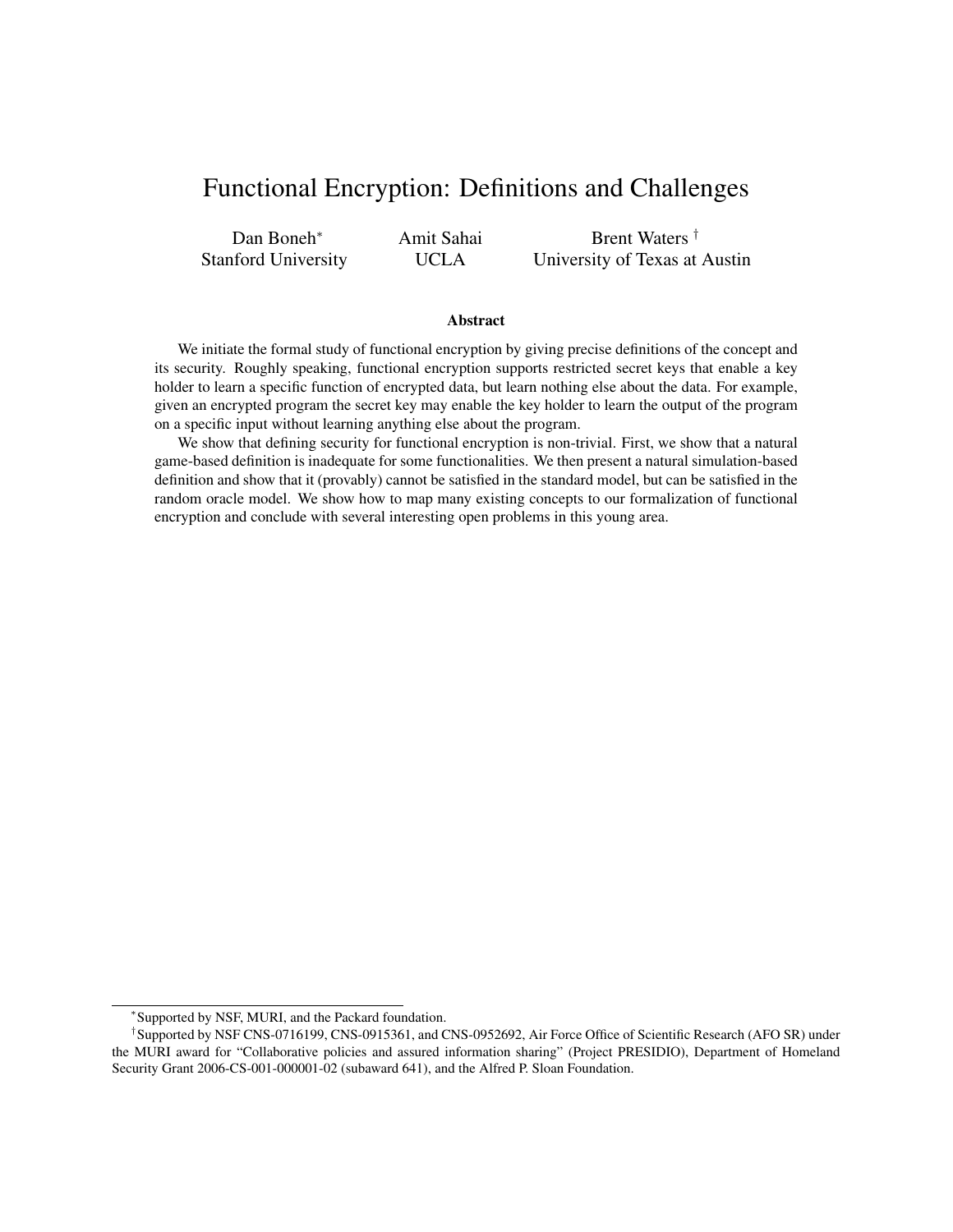# Functional Encryption: Definitions and Challenges

Dan Boneh[*] Stanford University

Amit Sahai UCLA

Brent Waters [†] University of Texas at Austin

### Abstract

We initiate the formal study of functional encryption by giving precise definitions of the concept and its security. Roughly speaking, functional encryption supports restricted secret keys that enable a key holder to learn a specific function of encrypted data, but learn nothing else about the data. For example, given an encrypted program the secret key may enable the key holder to learn the output of the program on a specific input without learning anything else about the program.

We show that defining security for functional encryption is non-trivial. First, we show that a natural game-based definition is inadequate for some functionalities. We then present a natural simulation-based definition and show that it (provably) cannot be satisfied in the standard model, but can be satisfied in the random oracle model. We show how to map many existing concepts to our formalization of functional encryption and conclude with several interesting open problems in this young area.

---

[*] Supported by NSF, MURI, and the Packard foundation.

[†] Supported by NSF CNS-0716199, CNS-0915361, and CNS-0952692, Air Force Office of Scientific Research (AFO SR) under the MURI award for "Collaborative policies and assured information sharing" (Project PRESIDIO), Department of Homeland Security Grant 2006-CS-001-000001-02 (subaward 641), and the Alfred P. Sloan Foundation.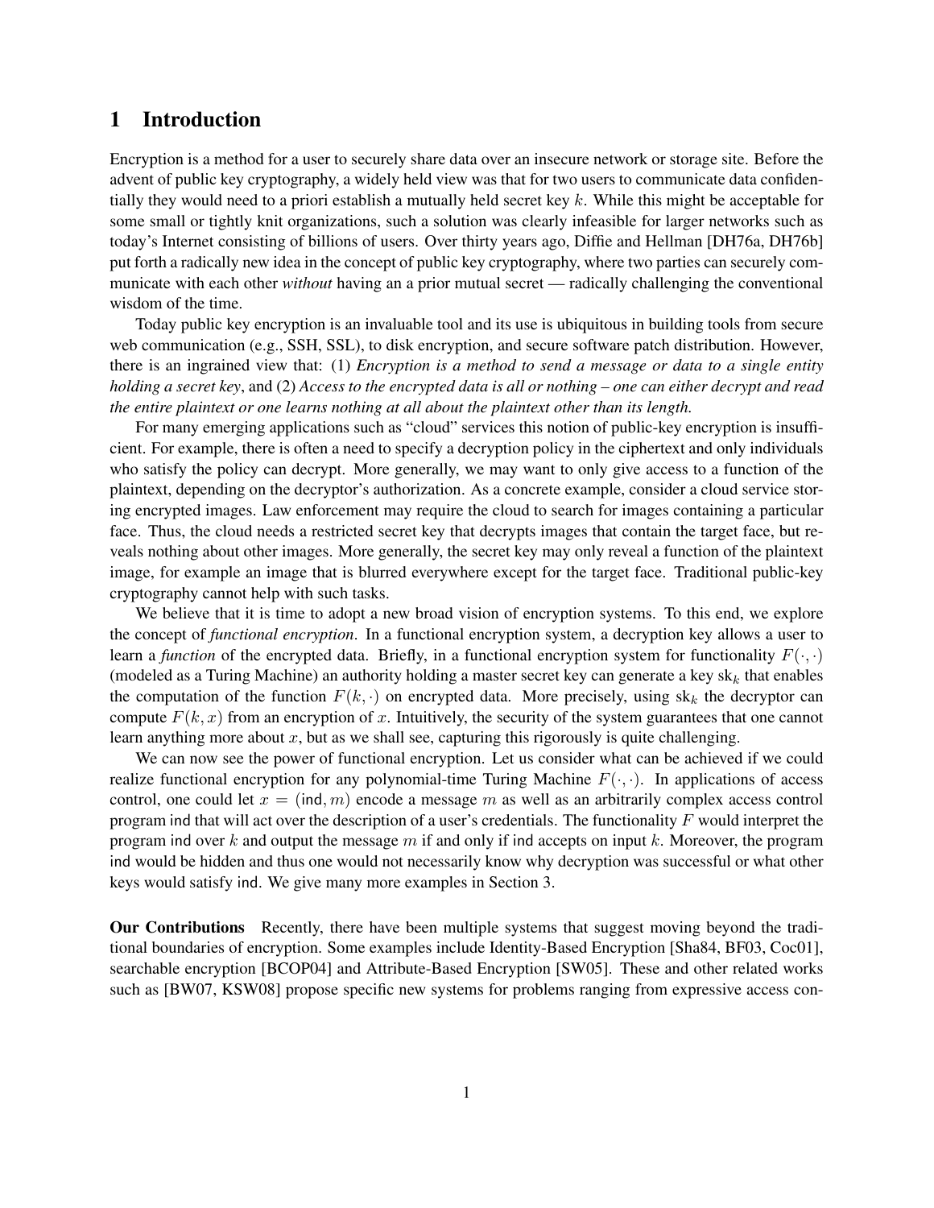# 1 Introduction

Encryption is a method for a user to securely share data over an insecure network or storage site. Before the advent of public key cryptography, a widely held view was that for two users to communicate data confidentially they would need to a priori establish a mutually held secret key $k$. While this might be acceptable for some small or tightly knit organizations, such a solution was clearly infeasible for larger networks such as today's Internet consisting of billions of users. Over thirty years ago, Diffie and Hellman [DH76a, DH76b] put forth a radically new idea in the concept of public key cryptography, where two parties can securely communicate with each other *without* having an a prior mutual secret — radically challenging the conventional wisdom of the time.

Today public key encryption is an invaluable tool and its use is ubiquitous in building tools from secure web communication (e.g., SSH, SSL), to disk encryption, and secure software patch distribution. However, there is an ingrained view that: (1) *Encryption is a method to send a message or data to a single entity holding a secret key*, and (2) *Access to the encrypted data is all or nothing – one can either decrypt and read the entire plaintext or one learns nothing at all about the plaintext other than its length.*

For many emerging applications such as "cloud" services this notion of public-key encryption is insufficient. For example, there is often a need to specify a decryption policy in the ciphertext and only individuals who satisfy the policy can decrypt. More generally, we may want to only give access to a function of the plaintext, depending on the decryptor's authorization. As a concrete example, consider a cloud service storing encrypted images. Law enforcement may require the cloud to search for images containing a particular face. Thus, the cloud needs a restricted secret key that decrypts images that contain the target face, but reveals nothing about other images. More generally, the secret key may only reveal a function of the plaintext image, for example an image that is blurred everywhere except for the target face. Traditional public-key cryptography cannot help with such tasks.

We believe that it is time to adopt a new broad vision of encryption systems. To this end, we explore the concept of *functional encryption*. In a functional encryption system, a decryption key allows a user to learn a *function* of the encrypted data. Briefly, in a functional encryption system for functionality $F(\cdot,\cdot)$ (modeled as a Turing Machine) an authority holding a master secret key can generate a key $\mathsf{sk}_k$ that enables the computation of the function $F(k,\cdot)$ on encrypted data. More precisely, using $\mathsf{sk}_k$ the decryptor can compute $F(k,x)$ from an encryption of $x$. Intuitively, the security of the system guarantees that one cannot learn anything more about $x$, but as we shall see, capturing this rigorously is quite challenging.

We can now see the power of functional encryption. Let us consider what can be achieved if we could realize functional encryption for any polynomial-time Turing Machine $F(\cdot,\cdot)$. In applications of access control, one could let $x = (\mathsf{ind}, m)$ encode a message $m$ as well as an arbitrarily complex access control program $\mathsf{ind}$ that will act over the description of a user's credentials. The functionality $F$ would interpret the program $\mathsf{ind}$ over $k$ and output the message $m$ if and only if $\mathsf{ind}$ accepts on input $k$. Moreover, the program $\mathsf{ind}$ would be hidden and thus one would not necessarily know why decryption was successful or what other keys would satisfy $\mathsf{ind}$. We give many more examples in Section 3.

**Our Contributions** Recently, there have been multiple systems that suggest moving beyond the traditional boundaries of encryption. Some examples include Identity-Based Encryption [Sha84, BF03, Coc01], searchable encryption [BCOP04] and Attribute-Based Encryption [SW05]. These and other related works such as [BW07, KSW08] propose specific new systems for problems ranging from expressive access con-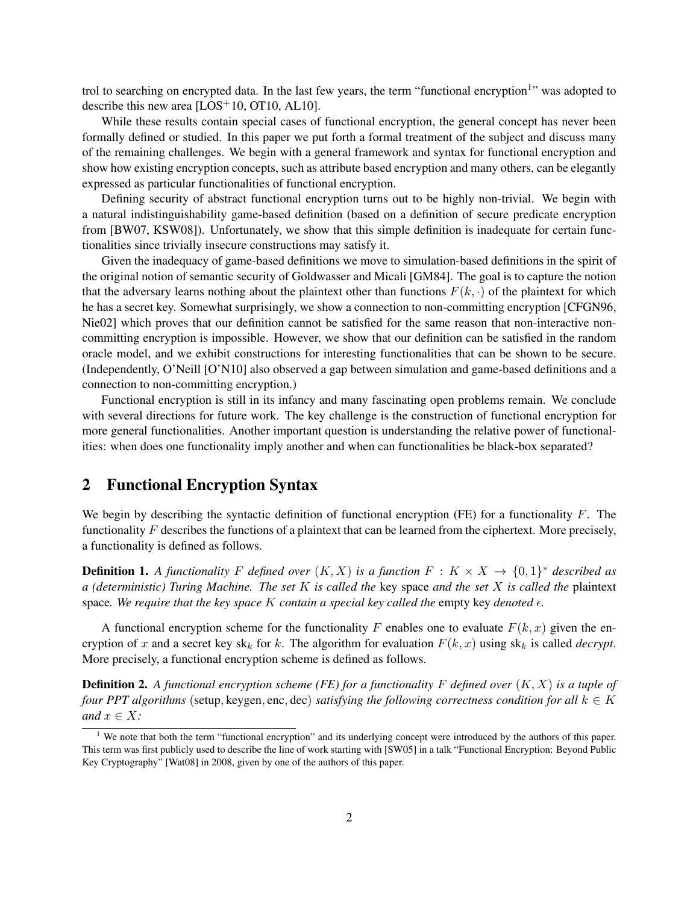trol to searching on encrypted data. In the last few years, the term "functional encryption[1]" was adopted to describe this new area [LOS+10, OT10, AL10].

While these results contain special cases of functional encryption, the general concept has never been formally defined or studied. In this paper we put forth a formal treatment of the subject and discuss many of the remaining challenges. We begin with a general framework and syntax for functional encryption and show how existing encryption concepts, such as attribute based encryption and many others, can be elegantly expressed as particular functionalities of functional encryption.

Defining security of abstract functional encryption turns out to be highly non-trivial. We begin with a natural indistinguishability game-based definition (based on a definition of secure predicate encryption from [BW07, KSW08]). Unfortunately, we show that this simple definition is inadequate for certain functionalities since trivially insecure constructions may satisfy it.

Given the inadequacy of game-based definitions we move to simulation-based definitions in the spirit of the original notion of semantic security of Goldwasser and Micali [GM84]. The goal is to capture the notion that the adversary learns nothing about the plaintext other than functions $F(k, \cdot)$ of the plaintext for which he has a secret key. Somewhat surprisingly, we show a connection to non-committing encryption [CFGN96, Nie02] which proves that our definition cannot be satisfied for the same reason that non-interactive non-committing encryption is impossible. However, we show that our definition can be satisfied in the random oracle model, and we exhibit constructions for interesting functionalities that can be shown to be secure. (Independently, O'Neill [O'N10] also observed a gap between simulation and game-based definitions and a connection to non-committing encryption.)

Functional encryption is still in its infancy and many fascinating open problems remain. We conclude with several directions for future work. The key challenge is the construction of functional encryption for more general functionalities. Another important question is understanding the relative power of functionalities: when does one functionality imply another and when can functionalities be black-box separated?

## 2 Functional Encryption Syntax

We begin by describing the syntactic definition of functional encryption (FE) for a functionality $F$. The functionality $F$ describes the functions of a plaintext that can be learned from the ciphertext. More precisely, a functionality is defined as follows.

**Definition 1.** *A functionality $F$ defined over $(K, X)$ is a function $F : K \times X \to \{0,1\}^*$ described as a (deterministic) Turing Machine. The set $K$ is called the* key space *and the set $X$ is called the* plaintext space*. We require that the key space $K$ contain a special key called the* empty key *denoted $\epsilon$.*

A functional encryption scheme for the functionality $F$ enables one to evaluate $F(k, x)$ given the encryption of $x$ and a secret key $\text{sk}_k$ for $k$. The algorithm for evaluation $F(k, x)$ using $\text{sk}_k$ is called *decrypt*. More precisely, a functional encryption scheme is defined as follows.

**Definition 2.** *A functional encryption scheme (FE) for a functionality $F$ defined over $(K, X)$ is a tuple of four PPT algorithms* (setup, keygen, enc, dec) *satisfying the following correctness condition for all $k \in K$ and $x \in X$:*

[1] We note that both the term "functional encryption" and its underlying concept were introduced by the authors of this paper. This term was first publicly used to describe the line of work starting with [SW05] in a talk "Functional Encryption: Beyond Public Key Cryptography" [Wat08] in 2008, given by one of the authors of this paper.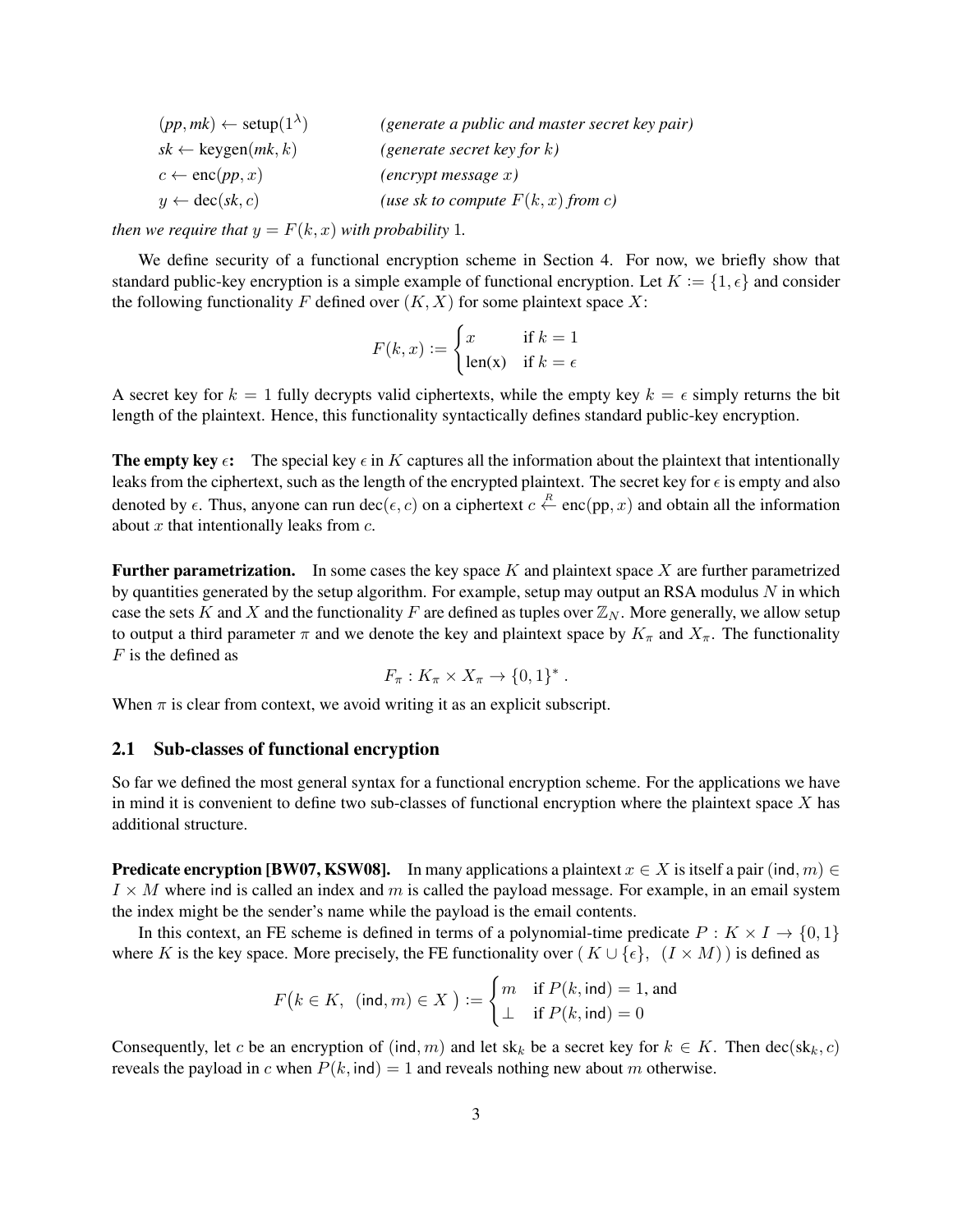$(pp, mk) \leftarrow \text{setup}(1^\lambda)$ *(generate a public and master secret key pair)*
$sk \leftarrow \text{keygen}(mk, k)$ *(generate secret key for $k$)*
$c \leftarrow \text{enc}(pp, x)$ *(encrypt message $x$)*
$y \leftarrow \text{dec}(sk, c)$ *(use sk to compute $F(k, x)$ from $c$)*

*then we require that $y = F(k, x)$ with probability* 1.

We define security of a functional encryption scheme in Section 4. For now, we briefly show that standard public-key encryption is a simple example of functional encryption. Let $K := \{1, \epsilon\}$ and consider the following functionality $F$ defined over $(K, X)$ for some plaintext space $X$:

$$F(k, x) := \begin{cases} x & \text{if } k = 1 \\ \text{len(x)} & \text{if } k = \epsilon \end{cases}$$

A secret key for $k = 1$ fully decrypts valid ciphertexts, while the empty key $k = \epsilon$ simply returns the bit length of the plaintext. Hence, this functionality syntactically defines standard public-key encryption.

**The empty key $\epsilon$:** The special key $\epsilon$ in $K$ captures all the information about the plaintext that intentionally leaks from the ciphertext, such as the length of the encrypted plaintext. The secret key for $\epsilon$ is empty and also denoted by $\epsilon$. Thus, anyone can run $\text{dec}(\epsilon, c)$ on a ciphertext $c \stackrel{R}{\leftarrow} \text{enc}(\text{pp}, x)$ and obtain all the information about $x$ that intentionally leaks from $c$.

**Further parametrization.** In some cases the key space $K$ and plaintext space $X$ are further parametrized by quantities generated by the setup algorithm. For example, setup may output an RSA modulus $N$ in which case the sets $K$ and $X$ and the functionality $F$ are defined as tuples over $\mathbb{Z}_N$. More generally, we allow setup to output a third parameter $\pi$ and we denote the key and plaintext space by $K_\pi$ and $X_\pi$. The functionality $F$ is the defined as

$$F_\pi : K_\pi \times X_\pi \to \{0, 1\}^* .$$

When $\pi$ is clear from context, we avoid writing it as an explicit subscript.

## 2.1 Sub-classes of functional encryption

So far we defined the most general syntax for a functional encryption scheme. For the applications we have in mind it is convenient to define two sub-classes of functional encryption where the plaintext space $X$ has additional structure.

**Predicate encryption [BW07, KSW08].** In many applications a plaintext $x \in X$ is itself a pair $(\mathsf{ind}, m) \in I \times M$ where ind is called an index and $m$ is called the payload message. For example, in an email system the index might be the sender's name while the payload is the email contents.

In this context, an FE scheme is defined in terms of a polynomial-time predicate $P : K \times I \to \{0, 1\}$ where $K$ is the key space. More precisely, the FE functionality over $(\, K \cup \{\epsilon\}, \ \ (I \times M)\,)$ is defined as

$$F\big(k \in K, \ \ (\mathsf{ind}, m) \in X\ \big) := \begin{cases} m & \text{if } P(k, \mathsf{ind}) = 1, \text{ and} \\ \perp & \text{if } P(k, \mathsf{ind}) = 0 \end{cases}$$

Consequently, let $c$ be an encryption of $(\mathsf{ind}, m)$ and let $\text{sk}_k$ be a secret key for $k \in K$. Then $\text{dec}(\text{sk}_k, c)$ reveals the payload in $c$ when $P(k, \mathsf{ind}) = 1$ and reveals nothing new about $m$ otherwise.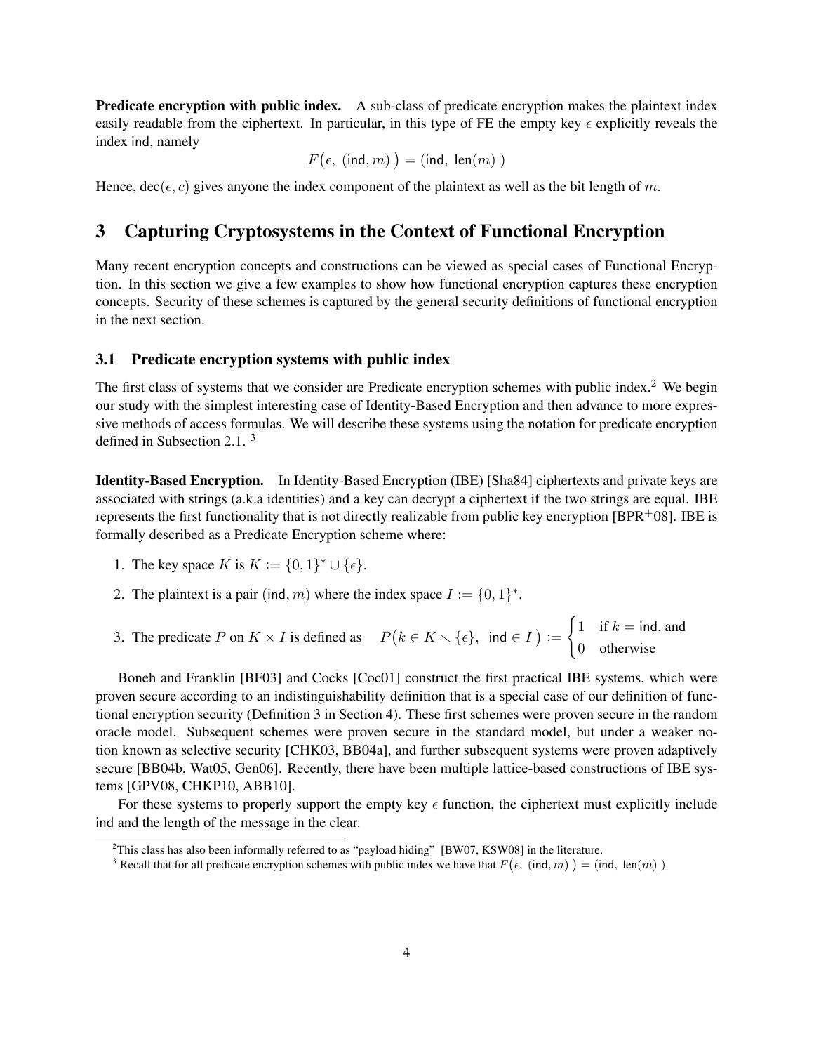**Predicate encryption with public index.** A sub-class of predicate encryption makes the plaintext index easily readable from the ciphertext. In particular, in this type of FE the empty key $\epsilon$ explicitly reveals the index $\mathsf{ind}$, namely

$$F\big(\epsilon,\ (\mathsf{ind}, m)\,\big) = (\mathsf{ind},\ \mathsf{len}(m)\ )$$

Hence, $\text{dec}(\epsilon, c)$ gives anyone the index component of the plaintext as well as the bit length of $m$.

## 3 Capturing Cryptosystems in the Context of Functional Encryption

Many recent encryption concepts and constructions can be viewed as special cases of Functional Encryption. In this section we give a few examples to show how functional encryption captures these encryption concepts. Security of these schemes is captured by the general security definitions of functional encryption in the next section.

### 3.1 Predicate encryption systems with public index

The first class of systems that we consider are Predicate encryption schemes with public index.[2] We begin our study with the simplest interesting case of Identity-Based Encryption and then advance to more expressive methods of access formulas. We will describe these systems using the notation for predicate encryption defined in Subsection 2.1. [3]

**Identity-Based Encryption.** In Identity-Based Encryption (IBE) [Sha84] ciphertexts and private keys are associated with strings (a.k.a identities) and a key can decrypt a ciphertext if the two strings are equal. IBE represents the first functionality that is not directly realizable from public key encryption [BPR$^+$08]. IBE is formally described as a Predicate Encryption scheme where:

1. The key space $K$ is $K := \{0,1\}^* \cup \{\epsilon\}$.
2. The plaintext is a pair $(\mathsf{ind}, m)$ where the index space $I := \{0,1\}^*$.
3. The predicate $P$ on $K \times I$ is defined as $\quad P\big(k \in K \setminus \{\epsilon\},\ \mathsf{ind} \in I\,\big) := \begin{cases} 1 & \text{if } k = \mathsf{ind}, \text{ and} \\ 0 & \text{otherwise} \end{cases}$

Boneh and Franklin [BF03] and Cocks [Coc01] construct the first practical IBE systems, which were proven secure according to an indistinguishability definition that is a special case of our definition of functional encryption security (Definition 3 in Section 4). These first schemes were proven secure in the random oracle model. Subsequent schemes were proven secure in the standard model, but under a weaker notion known as selective security [CHK03, BB04a], and further subsequent systems were proven adaptively secure [BB04b, Wat05, Gen06]. Recently, there have been multiple lattice-based constructions of IBE systems [GPV08, CHKP10, ABB10].

For these systems to properly support the empty key $\epsilon$ function, the ciphertext must explicitly include $\mathsf{ind}$ and the length of the message in the clear.

---

[2] This class has also been informally referred to as "payload hiding" [BW07, KSW08] in the literature.

[3] Recall that for all predicate encryption schemes with public index we have that $F\big(\epsilon,\ (\mathsf{ind}, m)\,\big) = (\mathsf{ind},\ \mathsf{len}(m)\ )$.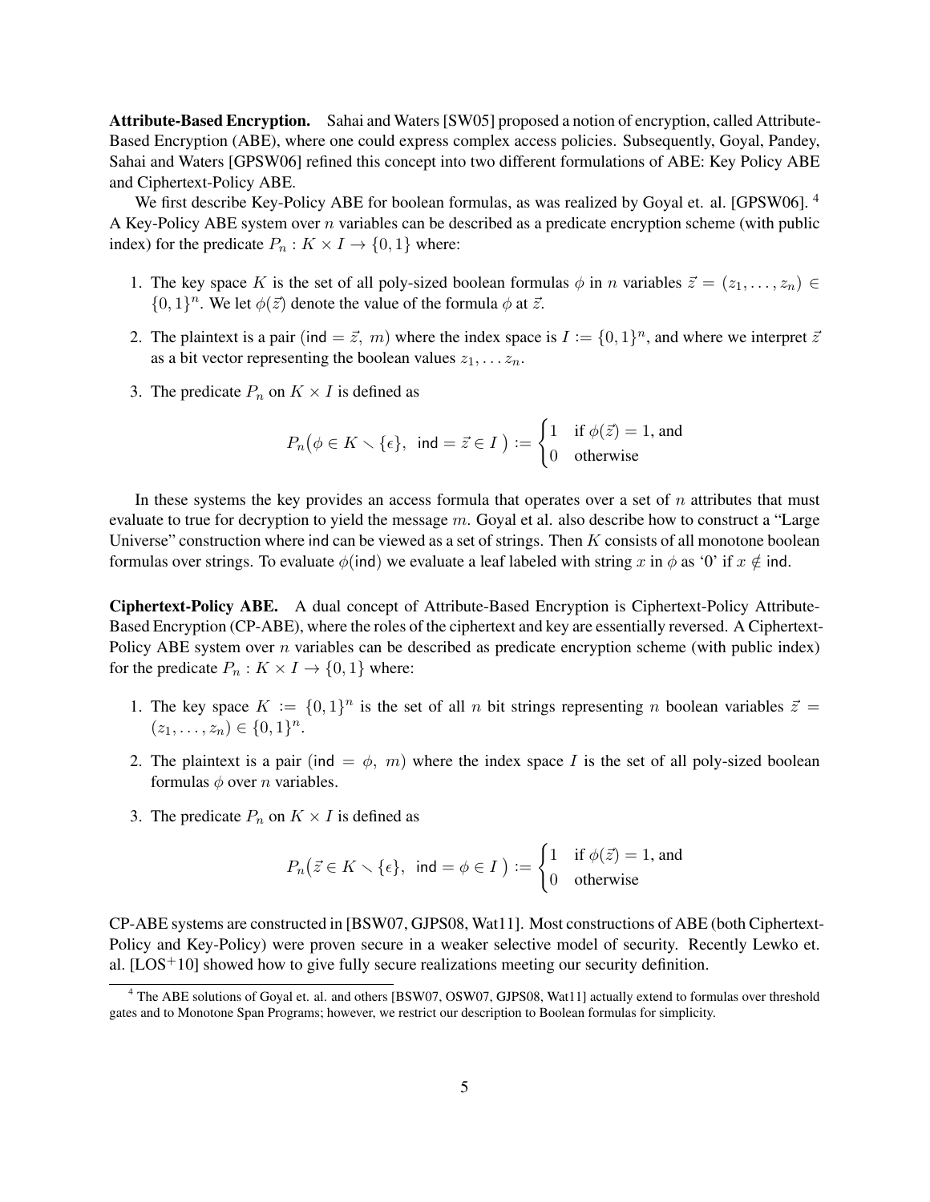**Attribute-Based Encryption.** Sahai and Waters [SW05] proposed a notion of encryption, called Attribute-Based Encryption (ABE), where one could express complex access policies. Subsequently, Goyal, Pandey, Sahai and Waters [GPSW06] refined this concept into two different formulations of ABE: Key Policy ABE and Ciphertext-Policy ABE.

We first describe Key-Policy ABE for boolean formulas, as was realized by Goyal et. al. [GPSW06]. [4] A Key-Policy ABE system over $n$ variables can be described as a predicate encryption scheme (with public index) for the predicate $P_n : K \times I \to \{0, 1\}$ where:

1. The key space $K$ is the set of all poly-sized boolean formulas $\phi$ in $n$ variables $\vec{z} = (z_1, \ldots, z_n) \in \{0,1\}^n$. We let $\phi(\vec{z})$ denote the value of the formula $\phi$ at $\vec{z}$.
2. The plaintext is a pair $(\mathsf{ind} = \vec{z},\ m)$ where the index space is $I := \{0,1\}^n$, and where we interpret $\vec{z}$ as a bit vector representing the boolean values $z_1, \ldots z_n$.
3. The predicate $P_n$ on $K \times I$ is defined as

$$P_n\big(\phi \in K \smallsetminus \{\epsilon\},\ \mathsf{ind} = \vec{z} \in I\,\big) := \begin{cases} 1 & \text{if } \phi(\vec{z}) = 1, \text{ and} \\ 0 & \text{otherwise} \end{cases}$$

In these systems the key provides an access formula that operates over a set of $n$ attributes that must evaluate to true for decryption to yield the message $m$. Goyal et al. also describe how to construct a "Large Universe" construction where ind can be viewed as a set of strings. Then $K$ consists of all monotone boolean formulas over strings. To evaluate $\phi(\mathsf{ind})$ we evaluate a leaf labeled with string $x$ in $\phi$ as '0' if $x \notin \mathsf{ind}$.

**Ciphertext-Policy ABE.** A dual concept of Attribute-Based Encryption is Ciphertext-Policy Attribute-Based Encryption (CP-ABE), where the roles of the ciphertext and key are essentially reversed. A Ciphertext-Policy ABE system over $n$ variables can be described as predicate encryption scheme (with public index) for the predicate $P_n : K \times I \to \{0, 1\}$ where:

1. The key space $K := \{0,1\}^n$ is the set of all $n$ bit strings representing $n$ boolean variables $\vec{z} = (z_1, \ldots, z_n) \in \{0,1\}^n$.
2. The plaintext is a pair $(\mathsf{ind} = \phi,\ m)$ where the index space $I$ is the set of all poly-sized boolean formulas $\phi$ over $n$ variables.
3. The predicate $P_n$ on $K \times I$ is defined as

$$P_n\big(\vec{z} \in K \smallsetminus \{\epsilon\},\ \mathsf{ind} = \phi \in I\,\big) := \begin{cases} 1 & \text{if } \phi(\vec{z}) = 1, \text{ and} \\ 0 & \text{otherwise} \end{cases}$$

CP-ABE systems are constructed in [BSW07, GJPS08, Wat11]. Most constructions of ABE (both Ciphertext-Policy and Key-Policy) were proven secure in a weaker selective model of security. Recently Lewko et. al. [LOS+10] showed how to give fully secure realizations meeting our security definition.

[4] The ABE solutions of Goyal et. al. and others [BSW07, OSW07, GJPS08, Wat11] actually extend to formulas over threshold gates and to Monotone Span Programs; however, we restrict our description to Boolean formulas for simplicity.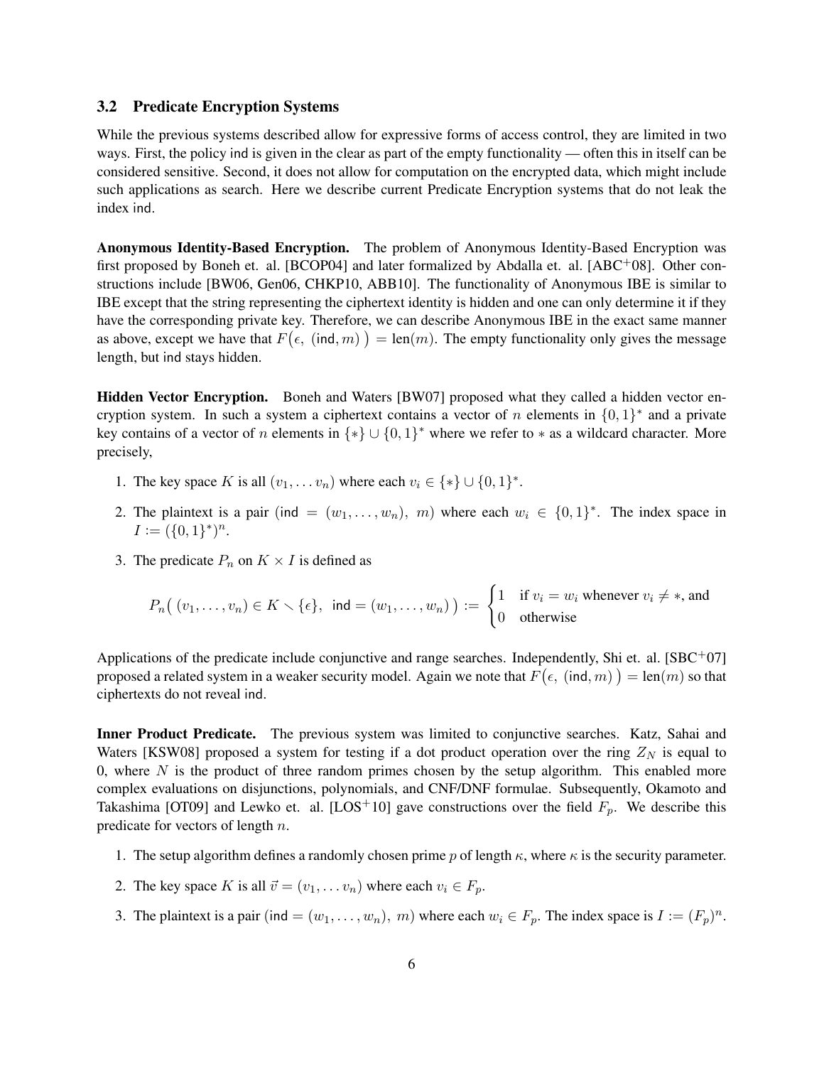### 3.2 Predicate Encryption Systems

While the previous systems described allow for expressive forms of access control, they are limited in two ways. First, the policy ind is given in the clear as part of the empty functionality — often this in itself can be considered sensitive. Second, it does not allow for computation on the encrypted data, which might include such applications as search. Here we describe current Predicate Encryption systems that do not leak the index ind.

**Anonymous Identity-Based Encryption.** The problem of Anonymous Identity-Based Encryption was first proposed by Boneh et. al. [BCOP04] and later formalized by Abdalla et. al. [ABC[+]08]. Other constructions include [BW06, Gen06, CHKP10, ABB10]. The functionality of Anonymous IBE is similar to IBE except that the string representing the ciphertext identity is hidden and one can only determine it if they have the corresponding private key. Therefore, we can describe Anonymous IBE in the exact same manner as above, except we have that $F\big(\epsilon,\ (\mathsf{ind}, m)\ \big) = \mathrm{len}(m)$. The empty functionality only gives the message length, but ind stays hidden.

**Hidden Vector Encryption.** Boneh and Waters [BW07] proposed what they called a hidden vector encryption system. In such a system a ciphertext contains a vector of $n$ elements in $\{0,1\}^*$ and a private key contains of a vector of $n$ elements in $\{*\} \cup \{0,1\}^*$ where we refer to $*$ as a wildcard character. More precisely,

1. The key space $K$ is all $(v_1, \ldots v_n)$ where each $v_i \in \{*\} \cup \{0,1\}^*$.
2. The plaintext is a pair $(\mathsf{ind} = (w_1, \ldots, w_n),\ m)$ where each $w_i \in \{0,1\}^*$. The index space in $I := (\{0,1\}^*)^n$.
3. The predicate $P_n$ on $K \times I$ is defined as

$$P_n\big(\ (v_1, \ldots, v_n) \in K \setminus \{\epsilon\},\ \ \mathsf{ind} = (w_1, \ldots, w_n)\ \big) := \begin{cases} 1 & \text{if } v_i = w_i \text{ whenever } v_i \neq *, \text{ and} \\ 0 & \text{otherwise} \end{cases}$$

Applications of the predicate include conjunctive and range searches. Independently, Shi et. al. [SBC[+]07] proposed a related system in a weaker security model. Again we note that $F\big(\epsilon,\ (\mathsf{ind}, m)\ \big) = \mathrm{len}(m)$ so that ciphertexts do not reveal ind.

**Inner Product Predicate.** The previous system was limited to conjunctive searches. Katz, Sahai and Waters [KSW08] proposed a system for testing if a dot product operation over the ring $Z_N$ is equal to 0, where $N$ is the product of three random primes chosen by the setup algorithm. This enabled more complex evaluations on disjunctions, polynomials, and CNF/DNF formulae. Subsequently, Okamoto and Takashima [OT09] and Lewko et. al. [LOS[+]10] gave constructions over the field $F_p$. We describe this predicate for vectors of length $n$.

1. The setup algorithm defines a randomly chosen prime $p$ of length $\kappa$, where $\kappa$ is the security parameter.
2. The key space $K$ is all $\vec{v} = (v_1, \ldots v_n)$ where each $v_i \in F_p$.
3. The plaintext is a pair $(\mathsf{ind} = (w_1, \ldots, w_n),\ m)$ where each $w_i \in F_p$. The index space is $I := (F_p)^n$.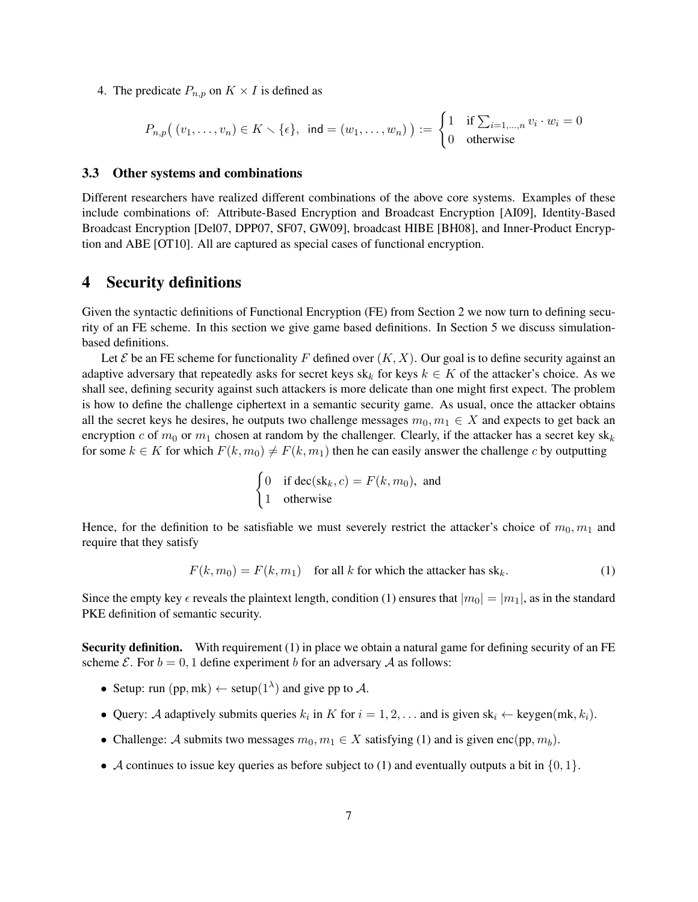4. The predicate $P_{n,p}$ on $K \times I$ is defined as

$$P_{n,p}\big( (v_1, \ldots, v_n) \in K \smallsetminus \{\epsilon\}, \ \mathsf{ind} = (w_1, \ldots, w_n) \big) := \begin{cases} 1 & \text{if } \sum_{i=1,\ldots,n} v_i \cdot w_i = 0 \\ 0 & \text{otherwise} \end{cases}$$

### 3.3 Other systems and combinations

Different researchers have realized different combinations of the above core systems. Examples of these include combinations of: Attribute-Based Encryption and Broadcast Encryption [AI09], Identity-Based Broadcast Encryption [Del07, DPP07, SF07, GW09], broadcast HIBE [BH08], and Inner-Product Encryption and ABE [OT10]. All are captured as special cases of functional encryption.

## 4 Security definitions

Given the syntactic definitions of Functional Encryption (FE) from Section 2 we now turn to defining security of an FE scheme. In this section we give game based definitions. In Section 5 we discuss simulation-based definitions.

Let $\mathcal{E}$ be an FE scheme for functionality $F$ defined over $(K, X)$. Our goal is to define security against an adaptive adversary that repeatedly asks for secret keys $\text{sk}_k$ for keys $k \in K$ of the attacker's choice. As we shall see, defining security against such attackers is more delicate than one might first expect. The problem is how to define the challenge ciphertext in a semantic security game. As usual, once the attacker obtains all the secret keys he desires, he outputs two challenge messages $m_0, m_1 \in X$ and expects to get back an encryption $c$ of $m_0$ or $m_1$ chosen at random by the challenger. Clearly, if the attacker has a secret key $\text{sk}_k$ for some $k \in K$ for which $F(k, m_0) \neq F(k, m_1)$ then he can easily answer the challenge $c$ by outputting

$$\begin{cases} 0 & \text{if } \text{dec}(\text{sk}_k, c) = F(k, m_0), \text{ and} \\ 1 & \text{otherwise} \end{cases}$$

Hence, for the definition to be satisfiable we must severely restrict the attacker's choice of $m_0, m_1$ and require that they satisfy

$$F(k, m_0) = F(k, m_1) \quad \text{for all } k \text{ for which the attacker has } \text{sk}_k. \tag{1}$$

Since the empty key $\epsilon$ reveals the plaintext length, condition (1) ensures that $|m_0| = |m_1|$, as in the standard PKE definition of semantic security.

**Security definition.** With requirement (1) in place we obtain a natural game for defining security of an FE scheme $\mathcal{E}$. For $b = 0, 1$ define experiment $b$ for an adversary $\mathcal{A}$ as follows:

- Setup: run $(\text{pp}, \text{mk}) \leftarrow \text{setup}(1^\lambda)$ and give pp to $\mathcal{A}$.
- Query: $\mathcal{A}$ adaptively submits queries $k_i$ in $K$ for $i = 1, 2, \ldots$ and is given $\text{sk}_i \leftarrow \text{keygen}(\text{mk}, k_i)$.
- Challenge: $\mathcal{A}$ submits two messages $m_0, m_1 \in X$ satisfying (1) and is given $\text{enc}(\text{pp}, m_b)$.
- $\mathcal{A}$ continues to issue key queries as before subject to (1) and eventually outputs a bit in $\{0, 1\}$.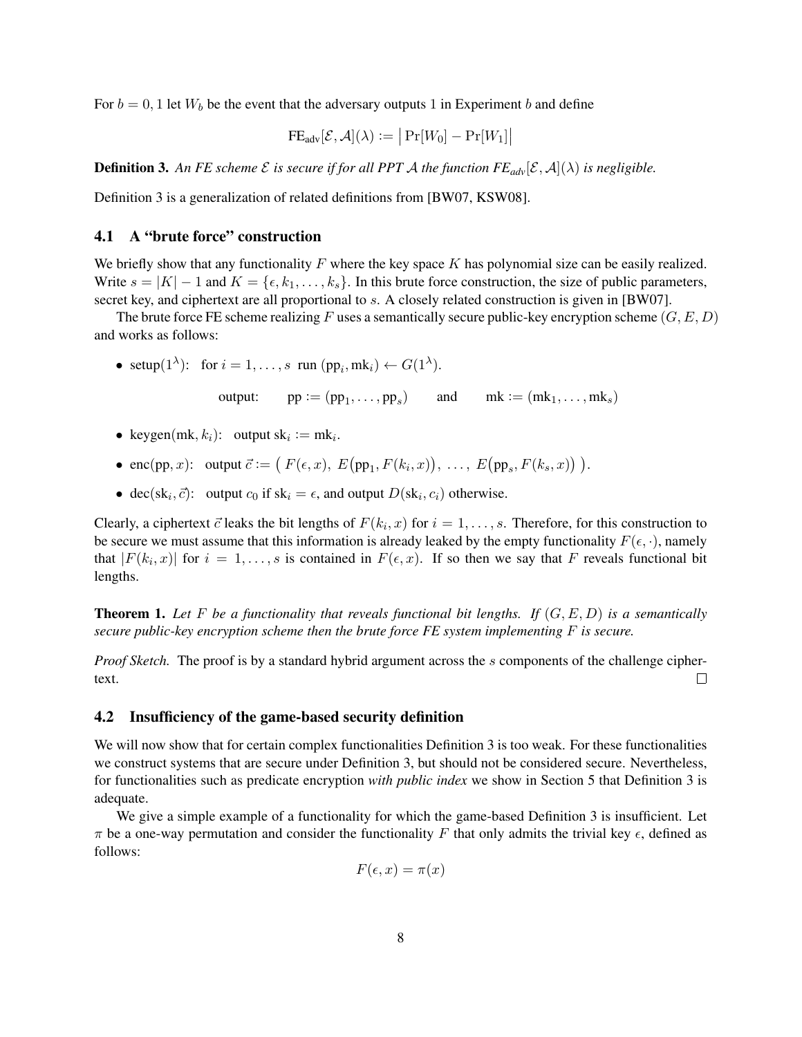For $b = 0, 1$ let $W_b$ be the event that the adversary outputs 1 in Experiment $b$ and define

$$\mathrm{FE}_{\mathrm{adv}}[\mathcal{E}, \mathcal{A}](\lambda) := \big| \Pr[W_0] - \Pr[W_1] \big|$$

**Definition 3.** *An FE scheme $\mathcal{E}$ is secure if for all PPT $\mathcal{A}$ the function $FE_{adv}[\mathcal{E}, \mathcal{A}](\lambda)$ is negligible.*

Definition 3 is a generalization of related definitions from [BW07, KSW08].

### 4.1 A "brute force" construction

We briefly show that any functionality $F$ where the key space $K$ has polynomial size can be easily realized. Write $s = |K| - 1$ and $K = \{\epsilon, k_1, \dots, k_s\}$. In this brute force construction, the size of public parameters, secret key, and ciphertext are all proportional to $s$. A closely related construction is given in [BW07].

The brute force FE scheme realizing $F$ uses a semantically secure public-key encryption scheme $(G, E, D)$ and works as follows:

- setup$(1^\lambda)$: for $i = 1, \dots, s$ run $(\mathrm{pp}_i, \mathrm{mk}_i) \leftarrow G(1^\lambda)$.

  $$\text{output:} \qquad \mathrm{pp} := (\mathrm{pp}_1, \dots, \mathrm{pp}_s) \qquad \text{and} \qquad \mathrm{mk} := (\mathrm{mk}_1, \dots, \mathrm{mk}_s)$$

- keygen$(\mathrm{mk}, k_i)$: output $\mathrm{sk}_i := \mathrm{mk}_i$.
- enc$(\mathrm{pp}, x)$: output $\vec{c} := \big( F(\epsilon, x),\ E\big(\mathrm{pp}_1, F(k_i, x)\big),\ \dots,\ E\big(\mathrm{pp}_s, F(k_s, x)\big) \big)$.
- dec$(\mathrm{sk}_i, \vec{c})$: output $c_0$ if $\mathrm{sk}_i = \epsilon$, and output $D(\mathrm{sk}_i, c_i)$ otherwise.

Clearly, a ciphertext $\vec{c}$ leaks the bit lengths of $F(k_i, x)$ for $i = 1, \dots, s$. Therefore, for this construction to be secure we must assume that this information is already leaked by the empty functionality $F(\epsilon, \cdot)$, namely that $|F(k_i, x)|$ for $i = 1, \dots, s$ is contained in $F(\epsilon, x)$. If so then we say that $F$ reveals functional bit lengths.

**Theorem 1.** *Let $F$ be a functionality that reveals functional bit lengths. If $(G, E, D)$ is a semantically secure public-key encryption scheme then the brute force FE system implementing $F$ is secure.*

*Proof Sketch.* The proof is by a standard hybrid argument across the $s$ components of the challenge ciphertext. □

### 4.2 Insufficiency of the game-based security definition

We will now show that for certain complex functionalities Definition 3 is too weak. For these functionalities we construct systems that are secure under Definition 3, but should not be considered secure. Nevertheless, for functionalities such as predicate encryption *with public index* we show in Section 5 that Definition 3 is adequate.

We give a simple example of a functionality for which the game-based Definition 3 is insufficient. Let $\pi$ be a one-way permutation and consider the functionality $F$ that only admits the trivial key $\epsilon$, defined as follows:

$$F(\epsilon, x) = \pi(x)$$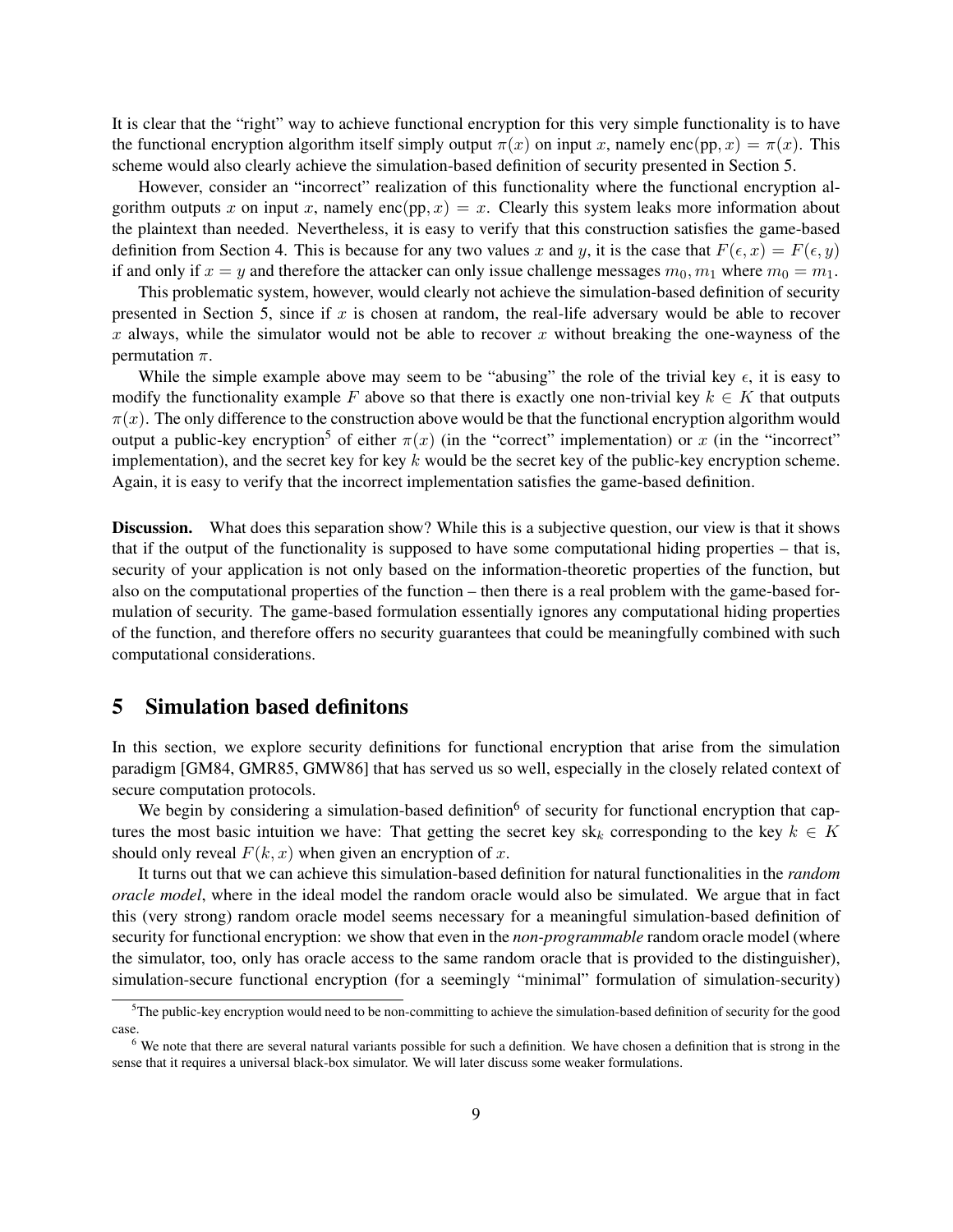It is clear that the "right" way to achieve functional encryption for this very simple functionality is to have the functional encryption algorithm itself simply output $\pi(x)$ on input $x$, namely $\text{enc}(\text{pp}, x) = \pi(x)$. This scheme would also clearly achieve the simulation-based definition of security presented in Section 5.

However, consider an "incorrect" realization of this functionality where the functional encryption algorithm outputs $x$ on input $x$, namely $\text{enc}(\text{pp}, x) = x$. Clearly this system leaks more information about the plaintext than needed. Nevertheless, it is easy to verify that this construction satisfies the game-based definition from Section 4. This is because for any two values $x$ and $y$, it is the case that $F(\epsilon, x) = F(\epsilon, y)$ if and only if $x = y$ and therefore the attacker can only issue challenge messages $m_0, m_1$ where $m_0 = m_1$.

This problematic system, however, would clearly not achieve the simulation-based definition of security presented in Section 5, since if $x$ is chosen at random, the real-life adversary would be able to recover $x$ always, while the simulator would not be able to recover $x$ without breaking the one-wayness of the permutation $\pi$.

While the simple example above may seem to be "abusing" the role of the trivial key $\epsilon$, it is easy to modify the functionality example $F$ above so that there is exactly one non-trivial key $k \in K$ that outputs $\pi(x)$. The only difference to the construction above would be that the functional encryption algorithm would output a public-key encryption[5] of either $\pi(x)$ (in the "correct" implementation) or $x$ (in the "incorrect" implementation), and the secret key for key $k$ would be the secret key of the public-key encryption scheme. Again, it is easy to verify that the incorrect implementation satisfies the game-based definition.

**Discussion.** What does this separation show? While this is a subjective question, our view is that it shows that if the output of the functionality is supposed to have some computational hiding properties – that is, security of your application is not only based on the information-theoretic properties of the function, but also on the computational properties of the function – then there is a real problem with the game-based formulation of security. The game-based formulation essentially ignores any computational hiding properties of the function, and therefore offers no security guarantees that could be meaningfully combined with such computational considerations.

## 5 Simulation based definitons

In this section, we explore security definitions for functional encryption that arise from the simulation paradigm [GM84, GMR85, GMW86] that has served us so well, especially in the closely related context of secure computation protocols.

We begin by considering a simulation-based definition[6] of security for functional encryption that captures the most basic intuition we have: That getting the secret key $\text{sk}_k$ corresponding to the key $k \in K$ should only reveal $F(k, x)$ when given an encryption of $x$.

It turns out that we can achieve this simulation-based definition for natural functionalities in the *random oracle model*, where in the ideal model the random oracle would also be simulated. We argue that in fact this (very strong) random oracle model seems necessary for a meaningful simulation-based definition of security for functional encryption: we show that even in the *non-programmable* random oracle model (where the simulator, too, only has oracle access to the same random oracle that is provided to the distinguisher), simulation-secure functional encryption (for a seemingly "minimal" formulation of simulation-security)

[5]The public-key encryption would need to be non-committing to achieve the simulation-based definition of security for the good case.

[6] We note that there are several natural variants possible for such a definition. We have chosen a definition that is strong in the sense that it requires a universal black-box simulator. We will later discuss some weaker formulations.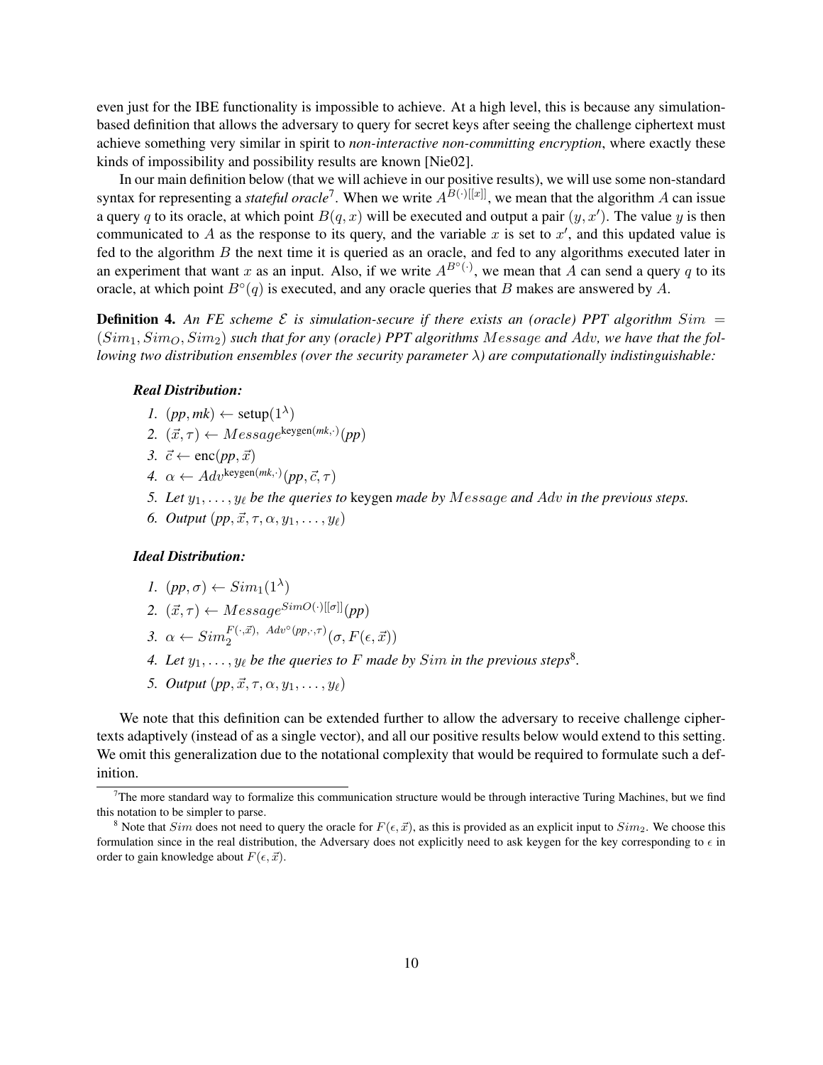even just for the IBE functionality is impossible to achieve. At a high level, this is because any simulation-based definition that allows the adversary to query for secret keys after seeing the challenge ciphertext must achieve something very similar in spirit to *non-interactive non-committing encryption*, where exactly these kinds of impossibility and possibility results are known [Nie02].

In our main definition below (that we will achieve in our positive results), we will use some non-standard syntax for representing a *stateful oracle*[7]. When we write $A^{B(\cdot)[[x]]}$, we mean that the algorithm $A$ can issue a query $q$ to its oracle, at which point $B(q, x)$ will be executed and output a pair $(y, x')$. The value $y$ is then communicated to $A$ as the response to its query, and the variable $x$ is set to $x'$, and this updated value is fed to the algorithm $B$ the next time it is queried as an oracle, and fed to any algorithms executed later in an experiment that want $x$ as an input. Also, if we write $A^{B^{\circ}(\cdot)}$, we mean that $A$ can send a query $q$ to its oracle, at which point $B^{\circ}(q)$ is executed, and any oracle queries that $B$ makes are answered by $A$.

**Definition 4.** *An FE scheme $\mathcal{E}$ is simulation-secure if there exists an (oracle) PPT algorithm $Sim = (Sim_1, Sim_O, Sim_2)$ such that for any (oracle) PPT algorithms $Message$ and $Adv$, we have that the following two distribution ensembles (over the security parameter $\lambda$) are computationally indistinguishable:*

***Real Distribution:***

1. $(pp, mk) \leftarrow \text{setup}(1^{\lambda})$
2. $(\vec{x}, \tau) \leftarrow Message^{\text{keygen}(mk, \cdot)}(pp)$
3. $\vec{c} \leftarrow \text{enc}(pp, \vec{x})$
4. $\alpha \leftarrow Adv^{\text{keygen}(mk, \cdot)}(pp, \vec{c}, \tau)$
5. *Let $y_1, \ldots, y_\ell$ be the queries to* keygen *made by $Message$ and $Adv$ in the previous steps.*
6. *Output $(pp, \vec{x}, \tau, \alpha, y_1, \ldots, y_\ell)$*

***Ideal Distribution:***

1. $(pp, \sigma) \leftarrow Sim_1(1^{\lambda})$
2. $(\vec{x}, \tau) \leftarrow Message^{SimO(\cdot)[[\sigma]]}(pp)$
3. $\alpha \leftarrow Sim_2^{F(\cdot, \vec{x}),\ Adv^{\circ}(pp, \cdot, \tau)}(\sigma, F(\epsilon, \vec{x}))$
4. *Let $y_1, \ldots, y_\ell$ be the queries to $F$ made by $Sim$ in the previous steps*[8].
5. *Output $(pp, \vec{x}, \tau, \alpha, y_1, \ldots, y_\ell)$*

We note that this definition can be extended further to allow the adversary to receive challenge ciphertexts adaptively (instead of as a single vector), and all our positive results below would extend to this setting. We omit this generalization due to the notational complexity that would be required to formulate such a definition.

[7] The more standard way to formalize this communication structure would be through interactive Turing Machines, but we find this notation to be simpler to parse.

[8] Note that $Sim$ does not need to query the oracle for $F(\epsilon, \vec{x})$, as this is provided as an explicit input to $Sim_2$. We choose this formulation since in the real distribution, the Adversary does not explicitly need to ask keygen for the key corresponding to $\epsilon$ in order to gain knowledge about $F(\epsilon, \vec{x})$.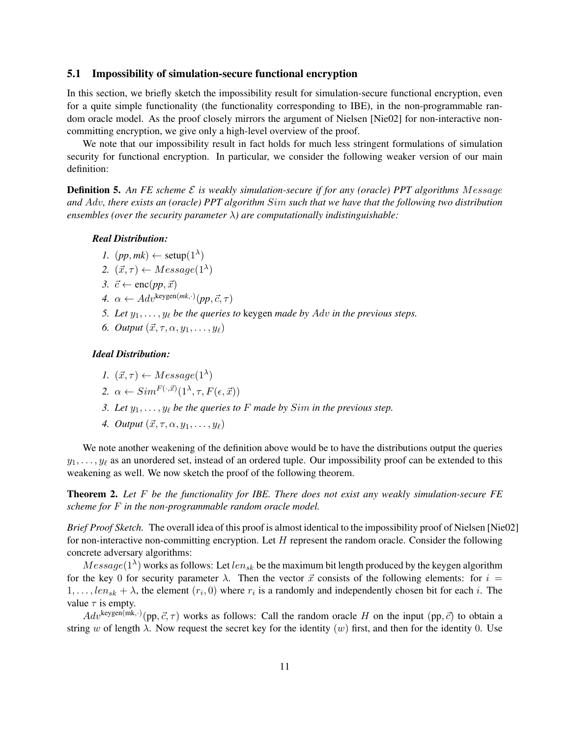### 5.1 Impossibility of simulation-secure functional encryption

In this section, we briefly sketch the impossibility result for simulation-secure functional encryption, even for a quite simple functionality (the functionality corresponding to IBE), in the non-programmable random oracle model. As the proof closely mirrors the argument of Nielsen [Nie02] for non-interactive non-committing encryption, we give only a high-level overview of the proof.

We note that our impossibility result in fact holds for much less stringent formulations of simulation security for functional encryption. In particular, we consider the following weaker version of our main definition:

**Definition 5.** *An FE scheme $\mathcal{E}$ is weakly simulation-secure if for any (oracle) PPT algorithms $Message$ and $Adv$, there exists an (oracle) PPT algorithm $Sim$ such that we have that the following two distribution ensembles (over the security parameter $\lambda$) are computationally indistinguishable:*

***Real Distribution:***

1. $(pp, mk) \leftarrow \text{setup}(1^\lambda)$
2. $(\vec{x}, \tau) \leftarrow Message(1^\lambda)$
3. $\vec{c} \leftarrow \text{enc}(pp, \vec{x})$
4. $\alpha \leftarrow Adv^{\text{keygen}(mk,\cdot)}(pp, \vec{c}, \tau)$
5. *Let $y_1, \ldots, y_\ell$ be the queries to* keygen *made by $Adv$ in the previous steps.*
6. *Output $(\vec{x}, \tau, \alpha, y_1, \ldots, y_\ell)$*

***Ideal Distribution:***

1. $(\vec{x}, \tau) \leftarrow Message(1^\lambda)$
2. $\alpha \leftarrow Sim^{F(\cdot,\vec{x})}(1^\lambda, \tau, F(\epsilon, \vec{x}))$
3. *Let $y_1, \ldots, y_\ell$ be the queries to $F$ made by $Sim$ in the previous step.*
4. *Output $(\vec{x}, \tau, \alpha, y_1, \ldots, y_\ell)$*

We note another weakening of the definition above would be to have the distributions output the queries $y_1, \ldots, y_\ell$ as an unordered set, instead of an ordered tuple. Our impossibility proof can be extended to this weakening as well. We now sketch the proof of the following theorem.

**Theorem 2.** *Let $F$ be the functionality for IBE. There does not exist any weakly simulation-secure FE scheme for $F$ in the non-programmable random oracle model.*

*Brief Proof Sketch.* The overall idea of this proof is almost identical to the impossibility proof of Nielsen [Nie02] for non-interactive non-committing encryption. Let $H$ represent the random oracle. Consider the following concrete adversary algorithms:

$Message(1^\lambda)$ works as follows: Let $len_{sk}$ be the maximum bit length produced by the keygen algorithm for the key 0 for security parameter $\lambda$. Then the vector $\vec{x}$ consists of the following elements: for $i = 1, \ldots, len_{sk} + \lambda$, the element $(r_i, 0)$ where $r_i$ is a randomly and independently chosen bit for each $i$. The value $\tau$ is empty.

$Adv^{\text{keygen}(\text{mk},\cdot)}(\text{pp}, \vec{c}, \tau)$ works as follows: Call the random oracle $H$ on the input $(\text{pp}, \vec{c})$ to obtain a string $w$ of length $\lambda$. Now request the secret key for the identity $(w)$ first, and then for the identity 0. Use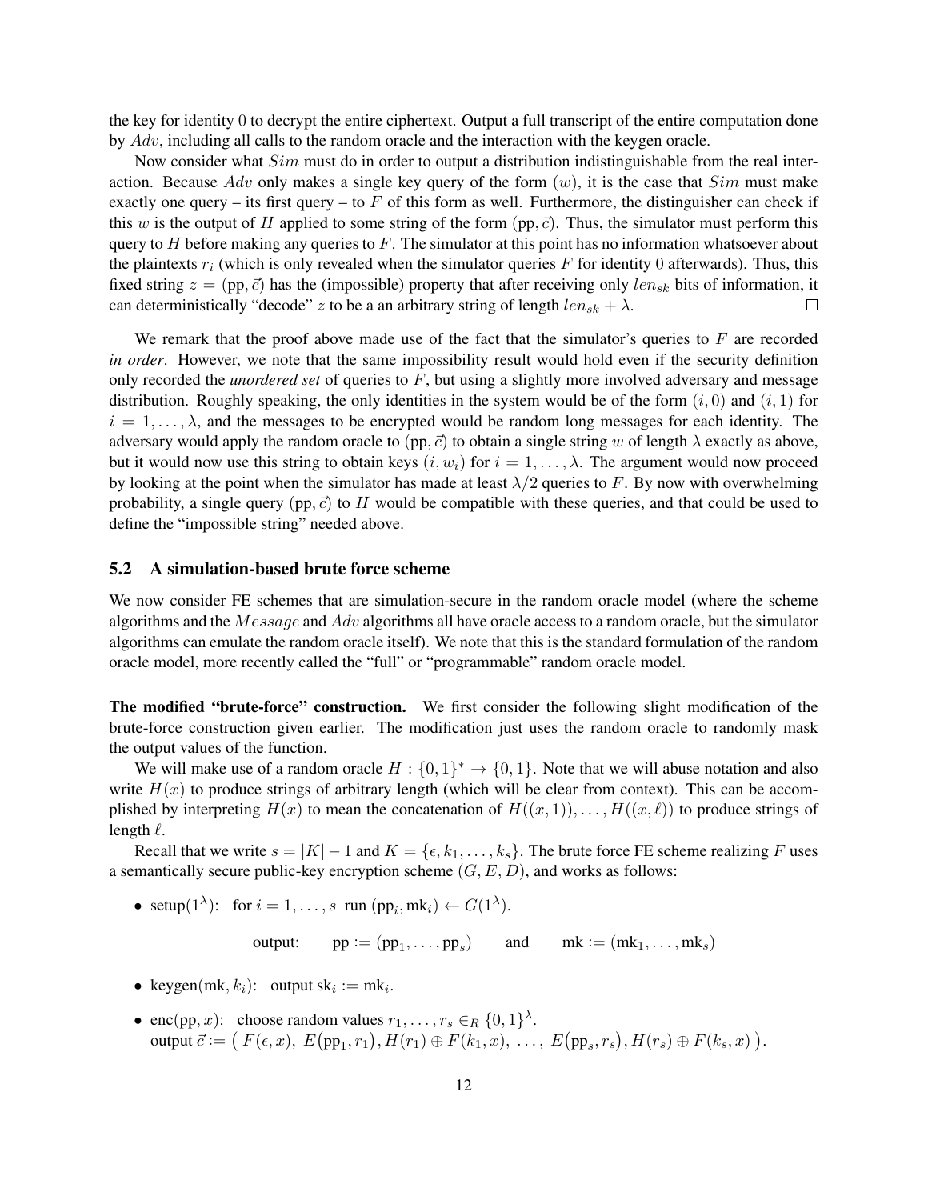the key for identity 0 to decrypt the entire ciphertext. Output a full transcript of the entire computation done by $Adv$, including all calls to the random oracle and the interaction with the keygen oracle.

Now consider what $Sim$ must do in order to output a distribution indistinguishable from the real interaction. Because $Adv$ only makes a single key query of the form $(w)$, it is the case that $Sim$ must make exactly one query – its first query – to $F$ of this form as well. Furthermore, the distinguisher can check if this $w$ is the output of $H$ applied to some string of the form $(\text{pp}, \vec{c})$. Thus, the simulator must perform this query to $H$ before making any queries to $F$. The simulator at this point has no information whatsoever about the plaintexts $r_i$ (which is only revealed when the simulator queries $F$ for identity 0 afterwards). Thus, this fixed string $z = (\text{pp}, \vec{c})$ has the (impossible) property that after receiving only $len_{sk}$ bits of information, it can deterministically "decode" $z$ to be a an arbitrary string of length $len_{sk} + \lambda$. $\square$

We remark that the proof above made use of the fact that the simulator's queries to $F$ are recorded *in order*. However, we note that the same impossibility result would hold even if the security definition only recorded the *unordered set* of queries to $F$, but using a slightly more involved adversary and message distribution. Roughly speaking, the only identities in the system would be of the form $(i, 0)$ and $(i, 1)$ for $i = 1, \ldots, \lambda$, and the messages to be encrypted would be random long messages for each identity. The adversary would apply the random oracle to $(\text{pp}, \vec{c})$ to obtain a single string $w$ of length $\lambda$ exactly as above, but it would now use this string to obtain keys $(i, w_i)$ for $i = 1, \ldots, \lambda$. The argument would now proceed by looking at the point when the simulator has made at least $\lambda/2$ queries to $F$. By now with overwhelming probability, a single query $(\text{pp}, \vec{c})$ to $H$ would be compatible with these queries, and that could be used to define the "impossible string" needed above.

### 5.2 A simulation-based brute force scheme

We now consider FE schemes that are simulation-secure in the random oracle model (where the scheme algorithms and the $Message$ and $Adv$ algorithms all have oracle access to a random oracle, but the simulator algorithms can emulate the random oracle itself). We note that this is the standard formulation of the random oracle model, more recently called the "full" or "programmable" random oracle model.

**The modified "brute-force" construction.** We first consider the following slight modification of the brute-force construction given earlier. The modification just uses the random oracle to randomly mask the output values of the function.

We will make use of a random oracle $H : \{0,1\}^* \to \{0,1\}$. Note that we will abuse notation and also write $H(x)$ to produce strings of arbitrary length (which will be clear from context). This can be accomplished by interpreting $H(x)$ to mean the concatenation of $H((x,1)), \ldots, H((x,\ell))$ to produce strings of length $\ell$.

Recall that we write $s = |K| - 1$ and $K = \{\epsilon, k_1, \ldots, k_s\}$. The brute force FE scheme realizing $F$ uses a semantically secure public-key encryption scheme $(G, E, D)$, and works as follows:

- setup$(1^\lambda)$: for $i = 1, \ldots, s$ run $(\text{pp}_i, \text{mk}_i) \leftarrow G(1^\lambda)$.

  output: $\quad \text{pp} := (\text{pp}_1, \ldots, \text{pp}_s) \quad$ and $\quad \text{mk} := (\text{mk}_1, \ldots, \text{mk}_s)$

- keygen$(\text{mk}, k_i)$: output $\text{sk}_i := \text{mk}_i$.

- enc$(\text{pp}, x)$: choose random values $r_1, \ldots, r_s \in_R \{0,1\}^\lambda$.
  output $\vec{c} := \big( F(\epsilon, x),\ E\big(\text{pp}_1, r_1\big), H(r_1) \oplus F(k_1, x),\ \ldots,\ E\big(\text{pp}_s, r_s\big), H(r_s) \oplus F(k_s, x) \big)$.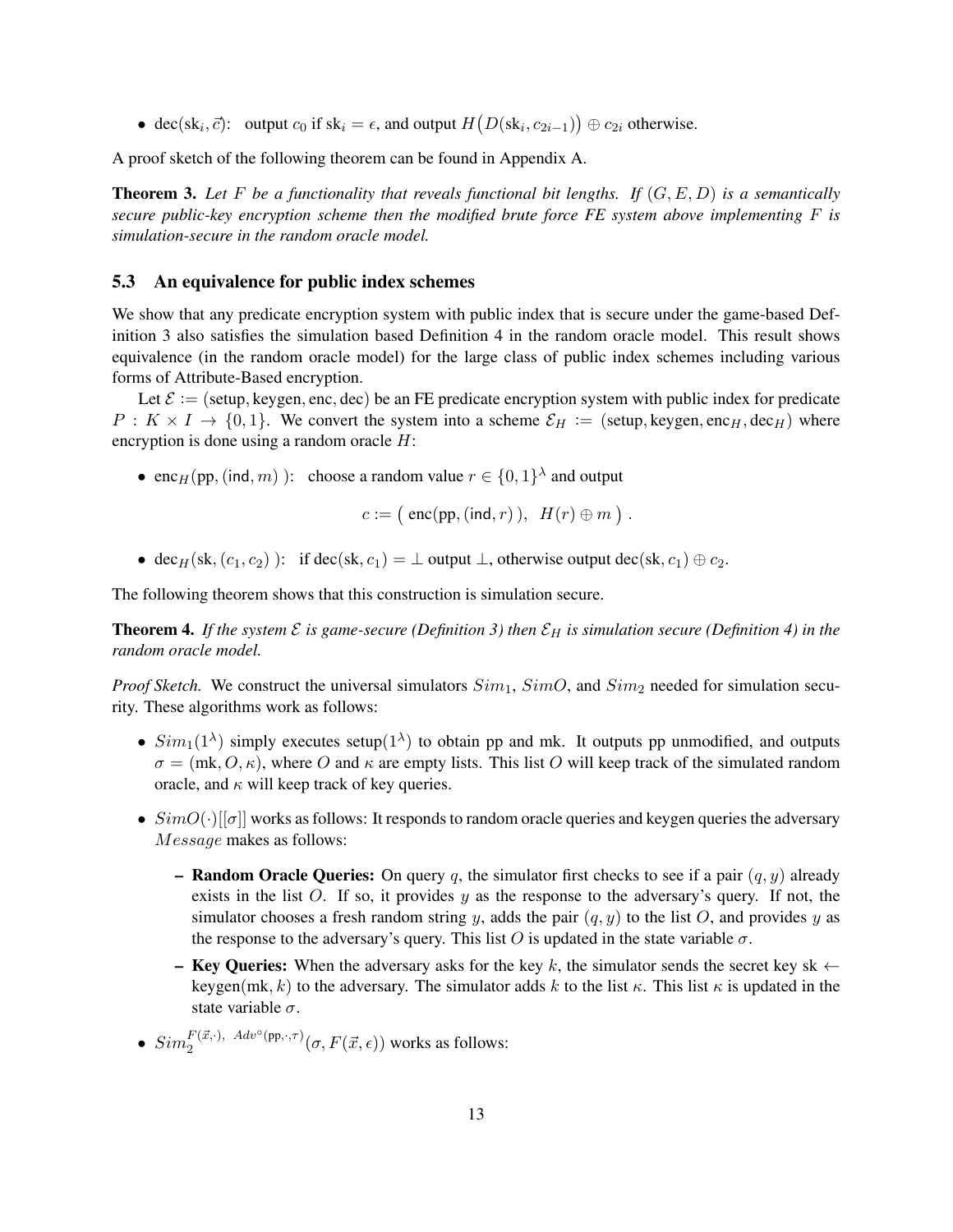- $\text{dec}(\text{sk}_i, \vec{c})$: output $c_0$ if $\text{sk}_i = \epsilon$, and output $H\big(D(\text{sk}_i, c_{2i-1})\big) \oplus c_{2i}$ otherwise.

A proof sketch of the following theorem can be found in Appendix A.

**Theorem 3.** *Let $F$ be a functionality that reveals functional bit lengths. If $(G, E, D)$ is a semantically secure public-key encryption scheme then the modified brute force FE system above implementing $F$ is simulation-secure in the random oracle model.*

### 5.3 An equivalence for public index schemes

We show that any predicate encryption system with public index that is secure under the game-based Definition 3 also satisfies the simulation based Definition 4 in the random oracle model. This result shows equivalence (in the random oracle model) for the large class of public index schemes including various forms of Attribute-Based encryption.

Let $\mathcal{E} := (\text{setup}, \text{keygen}, \text{enc}, \text{dec})$ be an FE predicate encryption system with public index for predicate $P : K \times I \to \{0, 1\}$. We convert the system into a scheme $\mathcal{E}_H := (\text{setup}, \text{keygen}, \text{enc}_H, \text{dec}_H)$ where encryption is done using a random oracle $H$:

- $\text{enc}_H(\text{pp}, (\mathsf{ind}, m))$: choose a random value $r \in \{0, 1\}^\lambda$ and output

$$c := \big(\ \text{enc}(\text{pp}, (\mathsf{ind}, r)),\ \ H(r) \oplus m\ \big)\ .$$

- $\text{dec}_H(\text{sk}, (c_1, c_2))$: if $\text{dec}(\text{sk}, c_1) = \perp$ output $\perp$, otherwise output $\text{dec}(\text{sk}, c_1) \oplus c_2$.

The following theorem shows that this construction is simulation secure.

**Theorem 4.** *If the system $\mathcal{E}$ is game-secure (Definition 3) then $\mathcal{E}_H$ is simulation secure (Definition 4) in the random oracle model.*

*Proof Sketch.* We construct the universal simulators $Sim_1$, $SimO$, and $Sim_2$ needed for simulation security. These algorithms work as follows:

- $Sim_1(1^\lambda)$ simply executes $\text{setup}(1^\lambda)$ to obtain pp and mk. It outputs pp unmodified, and outputs $\sigma = (\text{mk}, O, \kappa)$, where $O$ and $\kappa$ are empty lists. This list $O$ will keep track of the simulated random oracle, and $\kappa$ will keep track of key queries.
- $SimO(\cdot)[[\sigma]]$ works as follows: It responds to random oracle queries and keygen queries the adversary $Message$ makes as follows:
  - **Random Oracle Queries:** On query $q$, the simulator first checks to see if a pair $(q, y)$ already exists in the list $O$. If so, it provides $y$ as the response to the adversary's query. If not, the simulator chooses a fresh random string $y$, adds the pair $(q, y)$ to the list $O$, and provides $y$ as the response to the adversary's query. This list $O$ is updated in the state variable $\sigma$.
  - **Key Queries:** When the adversary asks for the key $k$, the simulator sends the secret key $\text{sk} \leftarrow \text{keygen}(\text{mk}, k)$ to the adversary. The simulator adds $k$ to the list $\kappa$. This list $\kappa$ is updated in the state variable $\sigma$.
- $Sim_2^{F(\vec{x},\cdot),\ Adv^{\circ}(\text{pp},\cdot,\tau)}(\sigma, F(\vec{x}, \epsilon))$ works as follows: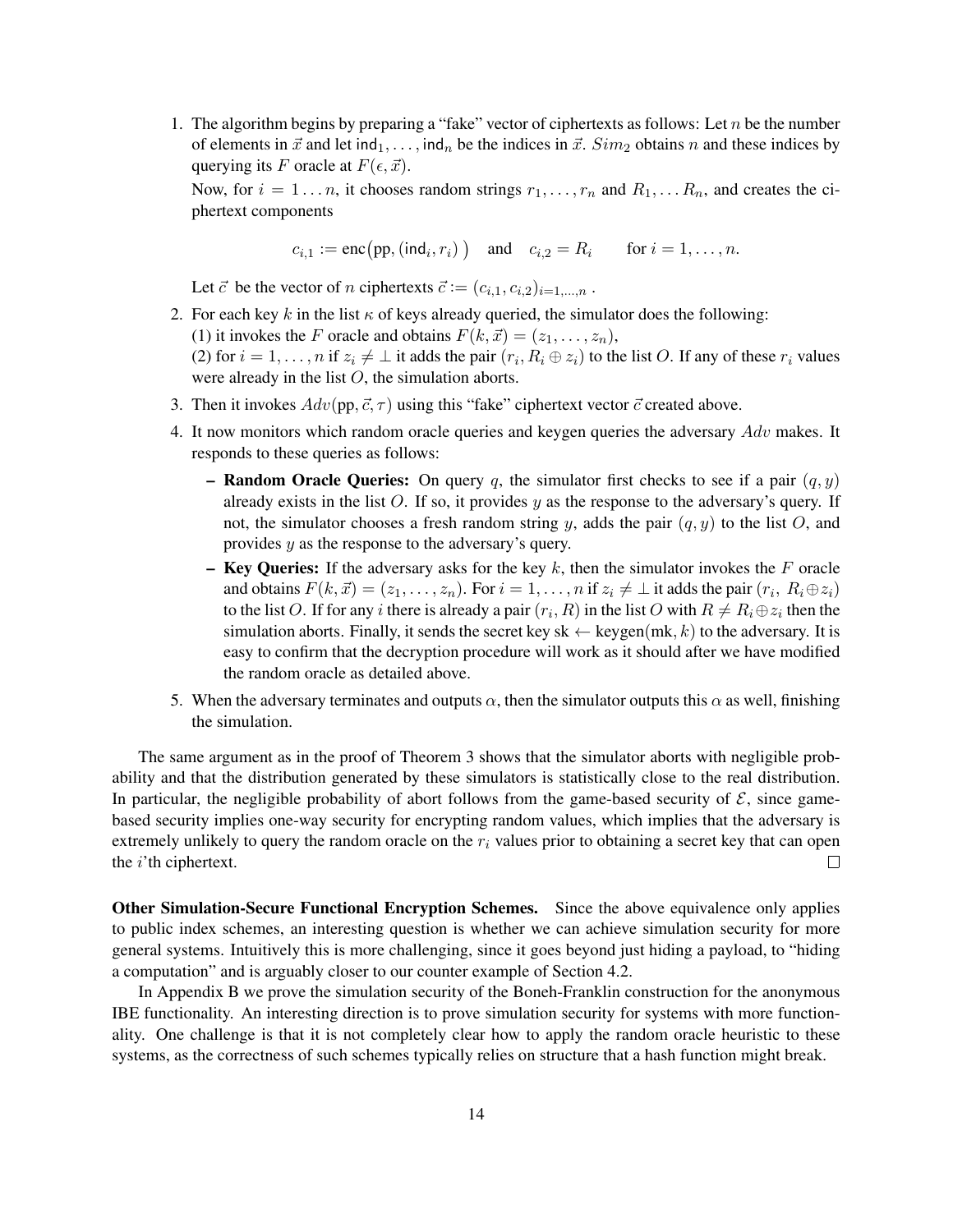1. The algorithm begins by preparing a "fake" vector of ciphertexts as follows: Let $n$ be the number of elements in $\vec{x}$ and let $\mathsf{ind}_1, \ldots, \mathsf{ind}_n$ be the indices in $\vec{x}$. $Sim_2$ obtains $n$ and these indices by querying its $F$ oracle at $F(\epsilon, \vec{x})$.

   Now, for $i = 1 \ldots n$, it chooses random strings $r_1, \ldots, r_n$ and $R_1, \ldots R_n$, and creates the ciphertext components

   $$c_{i,1} := \mathsf{enc}\big(\mathsf{pp}, (\mathsf{ind}_i, r_i)\big) \quad \text{and} \quad c_{i,2} = R_i \qquad \text{for } i = 1, \ldots, n.$$

   Let $\vec{c}$ be the vector of $n$ ciphertexts $\vec{c} := (c_{i,1}, c_{i,2})_{i=1,\ldots,n}$ .

2. For each key $k$ in the list $\kappa$ of keys already queried, the simulator does the following:
   (1) it invokes the $F$ oracle and obtains $F(k, \vec{x}) = (z_1, \ldots, z_n)$,
   (2) for $i = 1, \ldots, n$ if $z_i \neq \perp$ it adds the pair $(r_i, R_i \oplus z_i)$ to the list $O$. If any of these $r_i$ values were already in the list $O$, the simulation aborts.

3. Then it invokes $Adv(\mathsf{pp}, \vec{c}, \tau)$ using this "fake" ciphertext vector $\vec{c}$ created above.

4. It now monitors which random oracle queries and keygen queries the adversary $Adv$ makes. It responds to these queries as follows:

   – **Random Oracle Queries:** On query $q$, the simulator first checks to see if a pair $(q, y)$ already exists in the list $O$. If so, it provides $y$ as the response to the adversary's query. If not, the simulator chooses a fresh random string $y$, adds the pair $(q, y)$ to the list $O$, and provides $y$ as the response to the adversary's query.

   – **Key Queries:** If the adversary asks for the key $k$, then the simulator invokes the $F$ oracle and obtains $F(k, \vec{x}) = (z_1, \ldots, z_n)$. For $i = 1, \ldots, n$ if $z_i \neq \perp$ it adds the pair $(r_i,\ R_i \oplus z_i)$ to the list $O$. If for any $i$ there is already a pair $(r_i, R)$ in the list $O$ with $R \neq R_i \oplus z_i$ then the simulation aborts. Finally, it sends the secret key $\mathrm{sk} \leftarrow \mathrm{keygen}(\mathrm{mk}, k)$ to the adversary. It is easy to confirm that the decryption procedure will work as it should after we have modified the random oracle as detailed above.

5. When the adversary terminates and outputs $\alpha$, then the simulator outputs this $\alpha$ as well, finishing the simulation.

The same argument as in the proof of Theorem 3 shows that the simulator aborts with negligible probability and that the distribution generated by these simulators is statistically close to the real distribution. In particular, the negligible probability of abort follows from the game-based security of $\mathcal{E}$, since game-based security implies one-way security for encrypting random values, which implies that the adversary is extremely unlikely to query the random oracle on the $r_i$ values prior to obtaining a secret key that can open the $i$'th ciphertext. □

**Other Simulation-Secure Functional Encryption Schemes.** Since the above equivalence only applies to public index schemes, an interesting question is whether we can achieve simulation security for more general systems. Intuitively this is more challenging, since it goes beyond just hiding a payload, to "hiding a computation" and is arguably closer to our counter example of Section 4.2.

In Appendix B we prove the simulation security of the Boneh-Franklin construction for the anonymous IBE functionality. An interesting direction is to prove simulation security for systems with more functionality. One challenge is that it is not completely clear how to apply the random oracle heuristic to these systems, as the correctness of such schemes typically relies on structure that a hash function might break.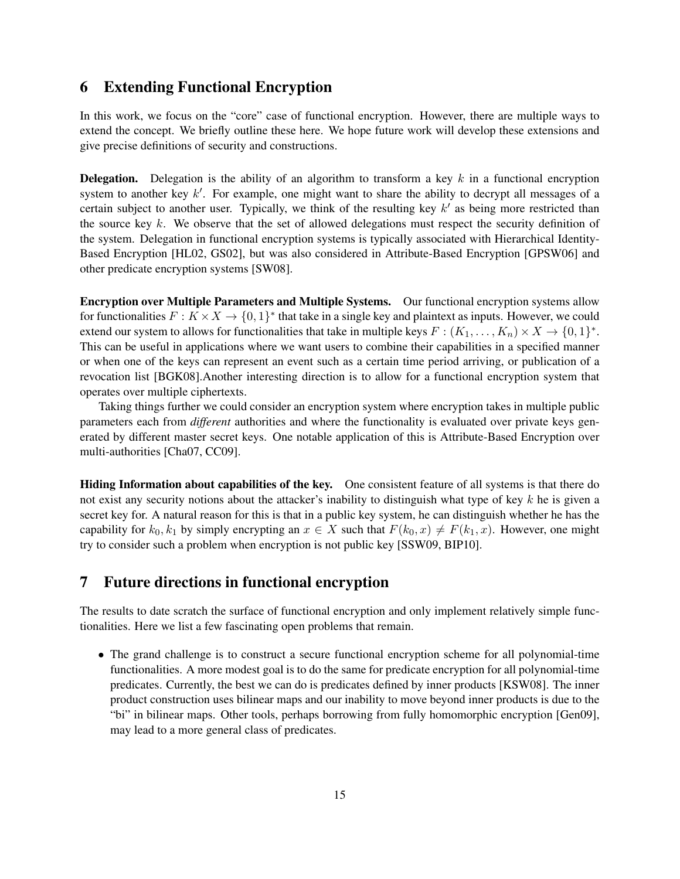## 6 Extending Functional Encryption

In this work, we focus on the "core" case of functional encryption. However, there are multiple ways to extend the concept. We briefly outline these here. We hope future work will develop these extensions and give precise definitions of security and constructions.

**Delegation.** Delegation is the ability of an algorithm to transform a key $k$ in a functional encryption system to another key $k'$. For example, one might want to share the ability to decrypt all messages of a certain subject to another user. Typically, we think of the resulting key $k'$ as being more restricted than the source key $k$. We observe that the set of allowed delegations must respect the security definition of the system. Delegation in functional encryption systems is typically associated with Hierarchical Identity-Based Encryption [HL02, GS02], but was also considered in Attribute-Based Encryption [GPSW06] and other predicate encryption systems [SW08].

**Encryption over Multiple Parameters and Multiple Systems.** Our functional encryption systems allow for functionalities $F : K \times X \to \{0,1\}^*$ that take in a single key and plaintext as inputs. However, we could extend our system to allows for functionalities that take in multiple keys $F : (K_1, \ldots, K_n) \times X \to \{0,1\}^*$. This can be useful in applications where we want users to combine their capabilities in a specified manner or when one of the keys can represent an event such as a certain time period arriving, or publication of a revocation list [BGK08].Another interesting direction is to allow for a functional encryption system that operates over multiple ciphertexts.

Taking things further we could consider an encryption system where encryption takes in multiple public parameters each from *different* authorities and where the functionality is evaluated over private keys generated by different master secret keys. One notable application of this is Attribute-Based Encryption over multi-authorities [Cha07, CC09].

**Hiding Information about capabilities of the key.** One consistent feature of all systems is that there do not exist any security notions about the attacker's inability to distinguish what type of key $k$ he is given a secret key for. A natural reason for this is that in a public key system, he can distinguish whether he has the capability for $k_0, k_1$ by simply encrypting an $x \in X$ such that $F(k_0, x) \neq F(k_1, x)$. However, one might try to consider such a problem when encryption is not public key [SSW09, BIP10].

## 7 Future directions in functional encryption

The results to date scratch the surface of functional encryption and only implement relatively simple functionalities. Here we list a few fascinating open problems that remain.

- The grand challenge is to construct a secure functional encryption scheme for all polynomial-time functionalities. A more modest goal is to do the same for predicate encryption for all polynomial-time predicates. Currently, the best we can do is predicates defined by inner products [KSW08]. The inner product construction uses bilinear maps and our inability to move beyond inner products is due to the "bi" in bilinear maps. Other tools, perhaps borrowing from fully homomorphic encryption [Gen09], may lead to a more general class of predicates.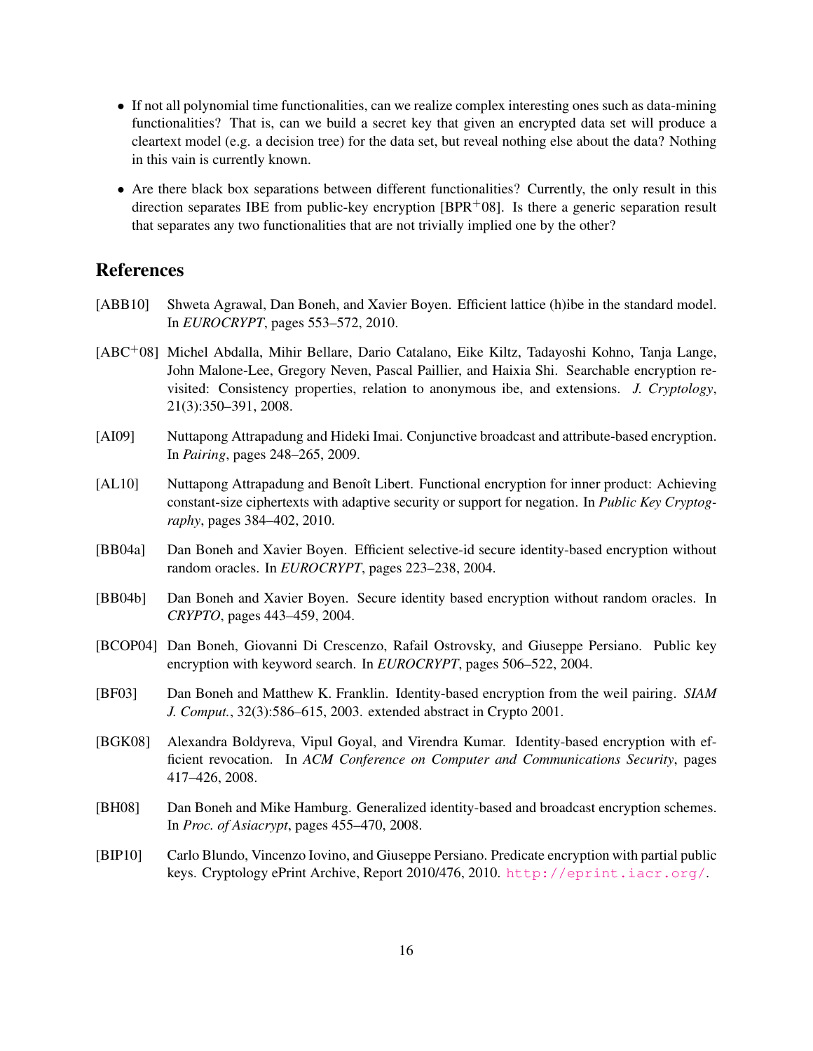- If not all polynomial time functionalities, can we realize complex interesting ones such as data-mining functionalities? That is, can we build a secret key that given an encrypted data set will produce a cleartext model (e.g. a decision tree) for the data set, but reveal nothing else about the data? Nothing in this vain is currently known.
- Are there black box separations between different functionalities? Currently, the only result in this direction separates IBE from public-key encryption [BPR+08]. Is there a generic separation result that separates any two functionalities that are not trivially implied one by the other?

## References

[ABB10] Shweta Agrawal, Dan Boneh, and Xavier Boyen. Efficient lattice (h)ibe in the standard model. In *EUROCRYPT*, pages 553–572, 2010.

[ABC+08] Michel Abdalla, Mihir Bellare, Dario Catalano, Eike Kiltz, Tadayoshi Kohno, Tanja Lange, John Malone-Lee, Gregory Neven, Pascal Paillier, and Haixia Shi. Searchable encryption revisited: Consistency properties, relation to anonymous ibe, and extensions. *J. Cryptology*, 21(3):350–391, 2008.

[AI09] Nuttapong Attrapadung and Hideki Imai. Conjunctive broadcast and attribute-based encryption. In *Pairing*, pages 248–265, 2009.

[AL10] Nuttapong Attrapadung and Benoît Libert. Functional encryption for inner product: Achieving constant-size ciphertexts with adaptive security or support for negation. In *Public Key Cryptography*, pages 384–402, 2010.

[BB04a] Dan Boneh and Xavier Boyen. Efficient selective-id secure identity-based encryption without random oracles. In *EUROCRYPT*, pages 223–238, 2004.

[BB04b] Dan Boneh and Xavier Boyen. Secure identity based encryption without random oracles. In *CRYPTO*, pages 443–459, 2004.

[BCOP04] Dan Boneh, Giovanni Di Crescenzo, Rafail Ostrovsky, and Giuseppe Persiano. Public key encryption with keyword search. In *EUROCRYPT*, pages 506–522, 2004.

[BF03] Dan Boneh and Matthew K. Franklin. Identity-based encryption from the weil pairing. *SIAM J. Comput.*, 32(3):586–615, 2003. extended abstract in Crypto 2001.

[BGK08] Alexandra Boldyreva, Vipul Goyal, and Virendra Kumar. Identity-based encryption with efficient revocation. In *ACM Conference on Computer and Communications Security*, pages 417–426, 2008.

[BH08] Dan Boneh and Mike Hamburg. Generalized identity-based and broadcast encryption schemes. In *Proc. of Asiacrypt*, pages 455–470, 2008.

[BIP10] Carlo Blundo, Vincenzo Iovino, and Giuseppe Persiano. Predicate encryption with partial public keys. Cryptology ePrint Archive, Report 2010/476, 2010. http://eprint.iacr.org/.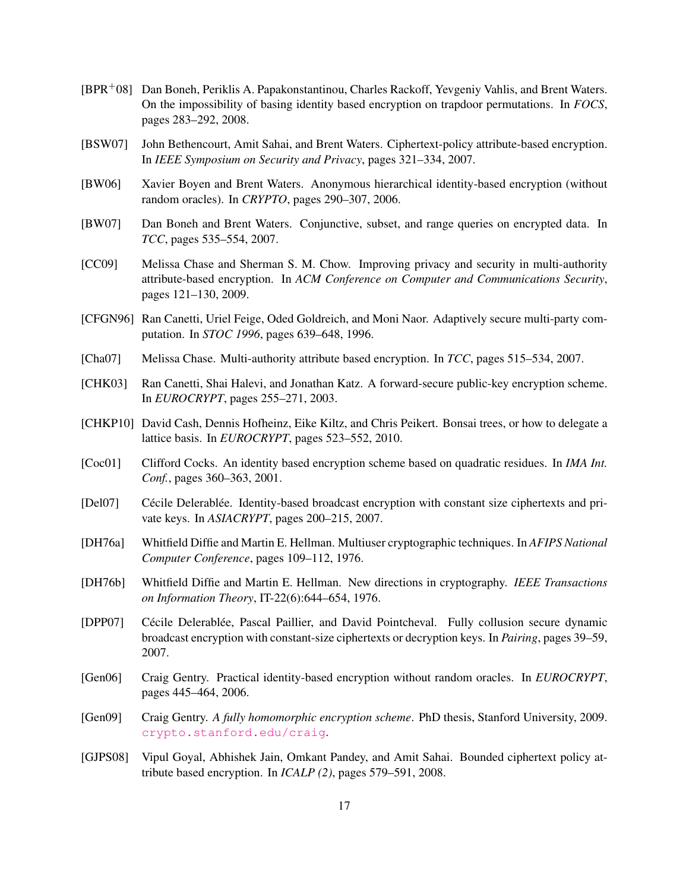[BPR+08] Dan Boneh, Periklis A. Papakonstantinou, Charles Rackoff, Yevgeniy Vahlis, and Brent Waters. On the impossibility of basing identity based encryption on trapdoor permutations. In *FOCS*, pages 283–292, 2008.

[BSW07] John Bethencourt, Amit Sahai, and Brent Waters. Ciphertext-policy attribute-based encryption. In *IEEE Symposium on Security and Privacy*, pages 321–334, 2007.

[BW06] Xavier Boyen and Brent Waters. Anonymous hierarchical identity-based encryption (without random oracles). In *CRYPTO*, pages 290–307, 2006.

[BW07] Dan Boneh and Brent Waters. Conjunctive, subset, and range queries on encrypted data. In *TCC*, pages 535–554, 2007.

[CC09] Melissa Chase and Sherman S. M. Chow. Improving privacy and security in multi-authority attribute-based encryption. In *ACM Conference on Computer and Communications Security*, pages 121–130, 2009.

[CFGN96] Ran Canetti, Uriel Feige, Oded Goldreich, and Moni Naor. Adaptively secure multi-party computation. In *STOC 1996*, pages 639–648, 1996.

[Cha07] Melissa Chase. Multi-authority attribute based encryption. In *TCC*, pages 515–534, 2007.

[CHK03] Ran Canetti, Shai Halevi, and Jonathan Katz. A forward-secure public-key encryption scheme. In *EUROCRYPT*, pages 255–271, 2003.

[CHKP10] David Cash, Dennis Hofheinz, Eike Kiltz, and Chris Peikert. Bonsai trees, or how to delegate a lattice basis. In *EUROCRYPT*, pages 523–552, 2010.

[Coc01] Clifford Cocks. An identity based encryption scheme based on quadratic residues. In *IMA Int. Conf.*, pages 360–363, 2001.

[Del07] Cécile Delerablée. Identity-based broadcast encryption with constant size ciphertexts and private keys. In *ASIACRYPT*, pages 200–215, 2007.

[DH76a] Whitfield Diffie and Martin E. Hellman. Multiuser cryptographic techniques. In *AFIPS National Computer Conference*, pages 109–112, 1976.

[DH76b] Whitfield Diffie and Martin E. Hellman. New directions in cryptography. *IEEE Transactions on Information Theory*, IT-22(6):644–654, 1976.

[DPP07] Cécile Delerablée, Pascal Paillier, and David Pointcheval. Fully collusion secure dynamic broadcast encryption with constant-size ciphertexts or decryption keys. In *Pairing*, pages 39–59, 2007.

[Gen06] Craig Gentry. Practical identity-based encryption without random oracles. In *EUROCRYPT*, pages 445–464, 2006.

[Gen09] Craig Gentry. *A fully homomorphic encryption scheme*. PhD thesis, Stanford University, 2009. crypto.stanford.edu/craig.

[GJPS08] Vipul Goyal, Abhishek Jain, Omkant Pandey, and Amit Sahai. Bounded ciphertext policy attribute based encryption. In *ICALP (2)*, pages 579–591, 2008.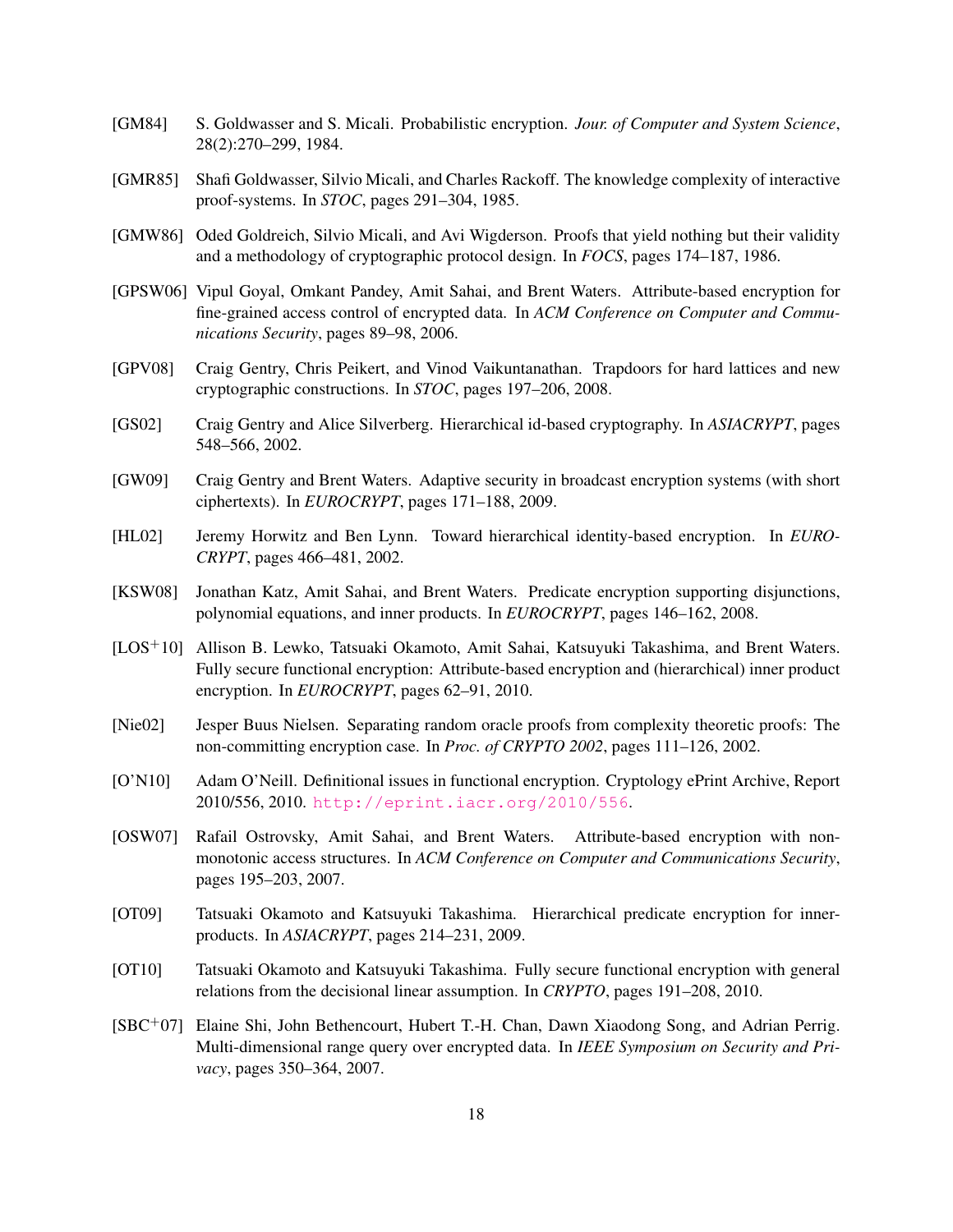[GM84] S. Goldwasser and S. Micali. Probabilistic encryption. *Jour. of Computer and System Science*, 28(2):270–299, 1984.

[GMR85] Shafi Goldwasser, Silvio Micali, and Charles Rackoff. The knowledge complexity of interactive proof-systems. In *STOC*, pages 291–304, 1985.

[GMW86] Oded Goldreich, Silvio Micali, and Avi Wigderson. Proofs that yield nothing but their validity and a methodology of cryptographic protocol design. In *FOCS*, pages 174–187, 1986.

[GPSW06] Vipul Goyal, Omkant Pandey, Amit Sahai, and Brent Waters. Attribute-based encryption for fine-grained access control of encrypted data. In *ACM Conference on Computer and Communications Security*, pages 89–98, 2006.

[GPV08] Craig Gentry, Chris Peikert, and Vinod Vaikuntanathan. Trapdoors for hard lattices and new cryptographic constructions. In *STOC*, pages 197–206, 2008.

[GS02] Craig Gentry and Alice Silverberg. Hierarchical id-based cryptography. In *ASIACRYPT*, pages 548–566, 2002.

[GW09] Craig Gentry and Brent Waters. Adaptive security in broadcast encryption systems (with short ciphertexts). In *EUROCRYPT*, pages 171–188, 2009.

[HL02] Jeremy Horwitz and Ben Lynn. Toward hierarchical identity-based encryption. In *EUROCRYPT*, pages 466–481, 2002.

[KSW08] Jonathan Katz, Amit Sahai, and Brent Waters. Predicate encryption supporting disjunctions, polynomial equations, and inner products. In *EUROCRYPT*, pages 146–162, 2008.

[LOS+10] Allison B. Lewko, Tatsuaki Okamoto, Amit Sahai, Katsuyuki Takashima, and Brent Waters. Fully secure functional encryption: Attribute-based encryption and (hierarchical) inner product encryption. In *EUROCRYPT*, pages 62–91, 2010.

[Nie02] Jesper Buus Nielsen. Separating random oracle proofs from complexity theoretic proofs: The non-committing encryption case. In *Proc. of CRYPTO 2002*, pages 111–126, 2002.

[O'N10] Adam O'Neill. Definitional issues in functional encryption. Cryptology ePrint Archive, Report 2010/556, 2010. http://eprint.iacr.org/2010/556.

[OSW07] Rafail Ostrovsky, Amit Sahai, and Brent Waters. Attribute-based encryption with non-monotonic access structures. In *ACM Conference on Computer and Communications Security*, pages 195–203, 2007.

[OT09] Tatsuaki Okamoto and Katsuyuki Takashima. Hierarchical predicate encryption for inner-products. In *ASIACRYPT*, pages 214–231, 2009.

[OT10] Tatsuaki Okamoto and Katsuyuki Takashima. Fully secure functional encryption with general relations from the decisional linear assumption. In *CRYPTO*, pages 191–208, 2010.

[SBC+07] Elaine Shi, John Bethencourt, Hubert T.-H. Chan, Dawn Xiaodong Song, and Adrian Perrig. Multi-dimensional range query over encrypted data. In *IEEE Symposium on Security and Privacy*, pages 350–364, 2007.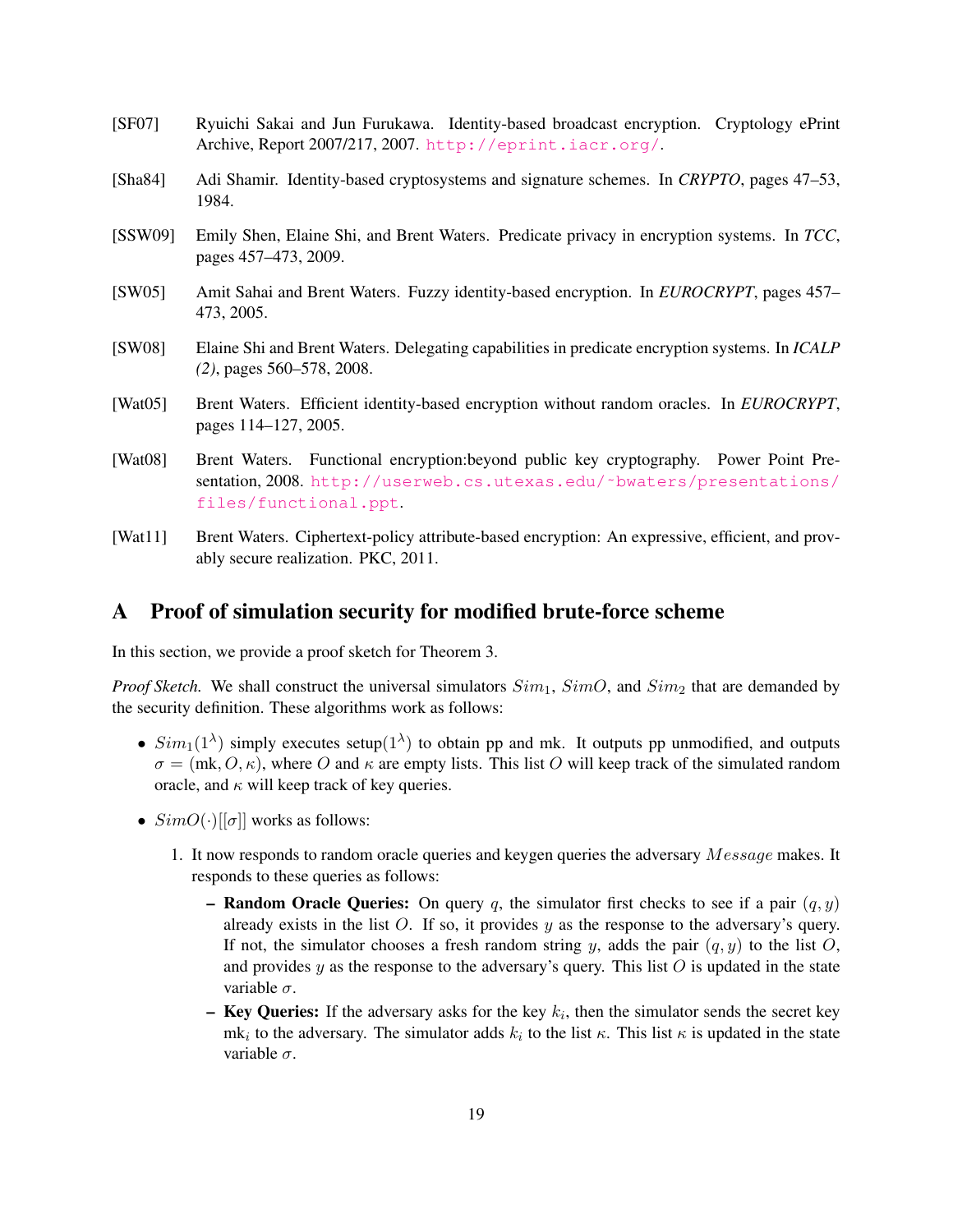[SF07] Ryuichi Sakai and Jun Furukawa. Identity-based broadcast encryption. Cryptology ePrint Archive, Report 2007/217, 2007. http://eprint.iacr.org/.

[Sha84] Adi Shamir. Identity-based cryptosystems and signature schemes. In *CRYPTO*, pages 47–53, 1984.

[SSW09] Emily Shen, Elaine Shi, and Brent Waters. Predicate privacy in encryption systems. In *TCC*, pages 457–473, 2009.

[SW05] Amit Sahai and Brent Waters. Fuzzy identity-based encryption. In *EUROCRYPT*, pages 457–473, 2005.

[SW08] Elaine Shi and Brent Waters. Delegating capabilities in predicate encryption systems. In *ICALP (2)*, pages 560–578, 2008.

[Wat05] Brent Waters. Efficient identity-based encryption without random oracles. In *EUROCRYPT*, pages 114–127, 2005.

[Wat08] Brent Waters. Functional encryption:beyond public key cryptography. Power Point Presentation, 2008. http://userweb.cs.utexas.edu/~bwaters/presentations/files/functional.ppt.

[Wat11] Brent Waters. Ciphertext-policy attribute-based encryption: An expressive, efficient, and provably secure realization. PKC, 2011.

# A Proof of simulation security for modified brute-force scheme

In this section, we provide a proof sketch for Theorem 3.

*Proof Sketch.* We shall construct the universal simulators $Sim_1$, $SimO$, and $Sim_2$ that are demanded by the security definition. These algorithms work as follows:

- $Sim_1(1^\lambda)$ simply executes setup$(1^\lambda)$ to obtain pp and mk. It outputs pp unmodified, and outputs $\sigma = (\text{mk}, O, \kappa)$, where $O$ and $\kappa$ are empty lists. This list $O$ will keep track of the simulated random oracle, and $\kappa$ will keep track of key queries.
- $SimO(\cdot)[[\sigma]]$ works as follows:
  1. It now responds to random oracle queries and keygen queries the adversary $Message$ makes. It responds to these queries as follows:
     - **Random Oracle Queries:** On query $q$, the simulator first checks to see if a pair $(q, y)$ already exists in the list $O$. If so, it provides $y$ as the response to the adversary's query. If not, the simulator chooses a fresh random string $y$, adds the pair $(q, y)$ to the list $O$, and provides $y$ as the response to the adversary's query. This list $O$ is updated in the state variable $\sigma$.
     - **Key Queries:** If the adversary asks for the key $k_i$, then the simulator sends the secret key $\text{mk}_i$ to the adversary. The simulator adds $k_i$ to the list $\kappa$. This list $\kappa$ is updated in the state variable $\sigma$.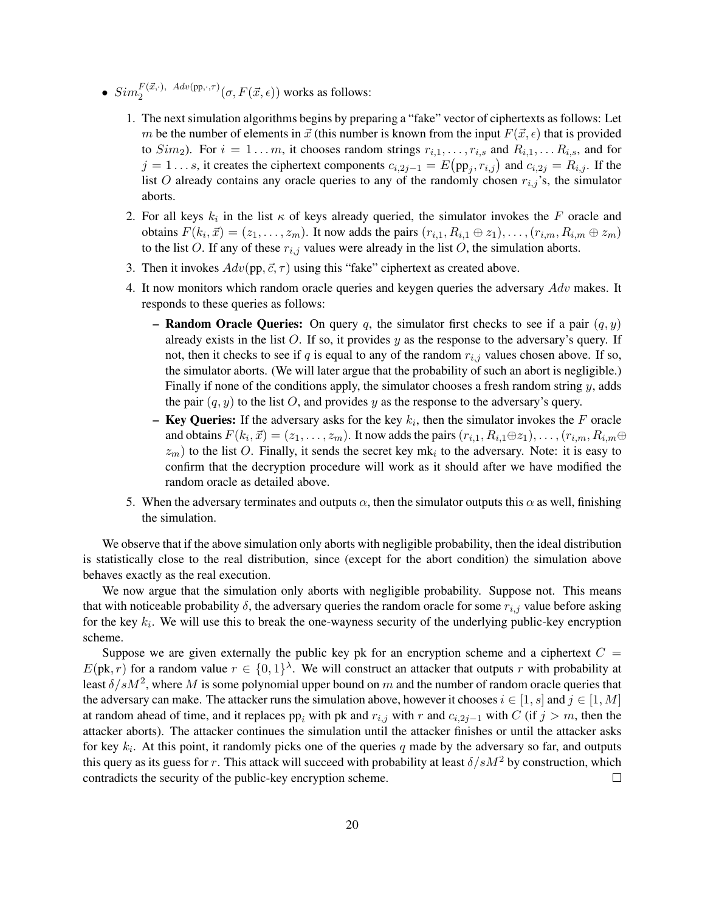- $Sim_2^{F(\vec{x},\cdot),\ Adv(\text{pp},\cdot,\tau)}(\sigma, F(\vec{x},\epsilon))$ works as follows:

  1. The next simulation algorithms begins by preparing a "fake" vector of ciphertexts as follows: Let $m$ be the number of elements in $\vec{x}$ (this number is known from the input $F(\vec{x},\epsilon)$ that is provided to $Sim_2$). For $i = 1 \dots m$, it chooses random strings $r_{i,1}, \dots, r_{i,s}$ and $R_{i,1}, \dots R_{i,s}$, and for $j = 1 \dots s$, it creates the ciphertext components $c_{i,2j-1} = E\big(\text{pp}_j, r_{i,j}\big)$ and $c_{i,2j} = R_{i,j}$. If the list $O$ already contains any oracle queries to any of the randomly chosen $r_{i,j}$'s, the simulator aborts.
  2. For all keys $k_i$ in the list $\kappa$ of keys already queried, the simulator invokes the $F$ oracle and obtains $F(k_i, \vec{x}) = (z_1, \dots, z_m)$. It now adds the pairs $(r_{i,1}, R_{i,1} \oplus z_1), \dots, (r_{i,m}, R_{i,m} \oplus z_m)$ to the list $O$. If any of these $r_{i,j}$ values were already in the list $O$, the simulation aborts.
  3. Then it invokes $Adv(\text{pp}, \vec{c}, \tau)$ using this "fake" ciphertext as created above.
  4. It now monitors which random oracle queries and keygen queries the adversary $Adv$ makes. It responds to these queries as follows:
     - **Random Oracle Queries:** On query $q$, the simulator first checks to see if a pair $(q, y)$ already exists in the list $O$. If so, it provides $y$ as the response to the adversary's query. If not, then it checks to see if $q$ is equal to any of the random $r_{i,j}$ values chosen above. If so, the simulator aborts. (We will later argue that the probability of such an abort is negligible.) Finally if none of the conditions apply, the simulator chooses a fresh random string $y$, adds the pair $(q, y)$ to the list $O$, and provides $y$ as the response to the adversary's query.
     - **Key Queries:** If the adversary asks for the key $k_i$, then the simulator invokes the $F$ oracle and obtains $F(k_i, \vec{x}) = (z_1, \dots, z_m)$. It now adds the pairs $(r_{i,1}, R_{i,1} \oplus z_1), \dots, (r_{i,m}, R_{i,m} \oplus z_m)$ to the list $O$. Finally, it sends the secret key $\text{mk}_i$ to the adversary. Note: it is easy to confirm that the decryption procedure will work as it should after we have modified the random oracle as detailed above.
  5. When the adversary terminates and outputs $\alpha$, then the simulator outputs this $\alpha$ as well, finishing the simulation.

We observe that if the above simulation only aborts with negligible probability, then the ideal distribution is statistically close to the real distribution, since (except for the abort condition) the simulation above behaves exactly as the real execution.

We now argue that the simulation only aborts with negligible probability. Suppose not. This means that with noticeable probability $\delta$, the adversary queries the random oracle for some $r_{i,j}$ value before asking for the key $k_i$. We will use this to break the one-wayness security of the underlying public-key encryption scheme.

Suppose we are given externally the public key pk for an encryption scheme and a ciphertext $C = E(\text{pk}, r)$ for a random value $r \in \{0,1\}^\lambda$. We will construct an attacker that outputs $r$ with probability at least $\delta/sM^2$, where $M$ is some polynomial upper bound on $m$ and the number of random oracle queries that the adversary can make. The attacker runs the simulation above, however it chooses $i \in [1, s]$ and $j \in [1, M]$ at random ahead of time, and it replaces $\text{pp}_i$ with pk and $r_{i,j}$ with $r$ and $c_{i,2j-1}$ with $C$ (if $j > m$, then the attacker aborts). The attacker continues the simulation until the attacker finishes or until the attacker asks for key $k_i$. At this point, it randomly picks one of the queries $q$ made by the adversary so far, and outputs this query as its guess for $r$. This attack will succeed with probability at least $\delta/sM^2$ by construction, which contradicts the security of the public-key encryption scheme. $\square$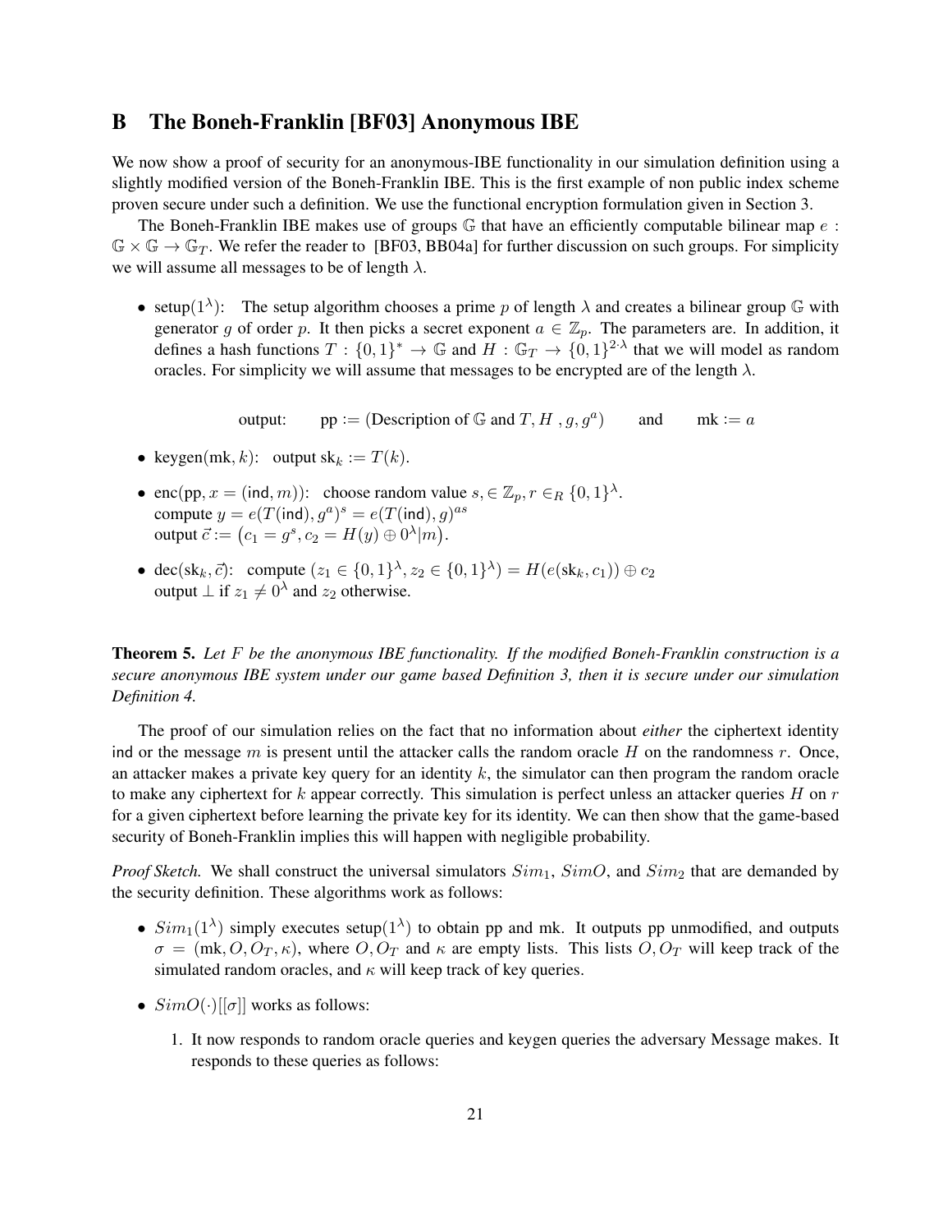## B The Boneh-Franklin [BF03] Anonymous IBE

We now show a proof of security for an anonymous-IBE functionality in our simulation definition using a slightly modified version of the Boneh-Franklin IBE. This is the first example of non public index scheme proven secure under such a definition. We use the functional encryption formulation given in Section 3.

The Boneh-Franklin IBE makes use of groups $\mathbb{G}$ that have an efficiently computable bilinear map $e : \mathbb{G} \times \mathbb{G} \to \mathbb{G}_T$. We refer the reader to [BF03, BB04a] for further discussion on such groups. For simplicity we will assume all messages to be of length $\lambda$.

- setup($1^\lambda$): The setup algorithm chooses a prime $p$ of length $\lambda$ and creates a bilinear group $\mathbb{G}$ with generator $g$ of order $p$. It then picks a secret exponent $a \in \mathbb{Z}_p$. The parameters are. In addition, it defines a hash functions $T : \{0,1\}^* \to \mathbb{G}$ and $H : \mathbb{G}_T \to \{0,1\}^{2 \cdot \lambda}$ that we will model as random oracles. For simplicity we will assume that messages to be encrypted are of the length $\lambda$.

$$\text{output:} \qquad \text{pp} := (\text{Description of } \mathbb{G} \text{ and } T, H, g, g^a) \qquad \text{and} \qquad \text{mk} := a$$

- keygen(mk, $k$): output $\text{sk}_k := T(k)$.
- enc(pp, $x = (\mathsf{ind}, m)$): choose random value $s, \in \mathbb{Z}_p, r \in_R \{0,1\}^\lambda$.
  compute $y = e(T(\mathsf{ind}), g^a)^s = e(T(\mathsf{ind}), g)^{as}$
  output $\vec{c} := \big(c_1 = g^s, c_2 = H(y) \oplus 0^\lambda | m\big)$.
- dec($\text{sk}_k, \vec{c}$): compute $(z_1 \in \{0,1\}^\lambda, z_2 \in \{0,1\}^\lambda) = H(e(\text{sk}_k, c_1)) \oplus c_2$
  output $\perp$ if $z_1 \neq 0^\lambda$ and $z_2$ otherwise.

**Theorem 5.** *Let $F$ be the anonymous IBE functionality. If the modified Boneh-Franklin construction is a secure anonymous IBE system under our game based Definition 3, then it is secure under our simulation Definition 4.*

The proof of our simulation relies on the fact that no information about *either* the ciphertext identity ind or the message $m$ is present until the attacker calls the random oracle $H$ on the randomness $r$. Once, an attacker makes a private key query for an identity $k$, the simulator can then program the random oracle to make any ciphertext for $k$ appear correctly. This simulation is perfect unless an attacker queries $H$ on $r$ for a given ciphertext before learning the private key for its identity. We can then show that the game-based security of Boneh-Franklin implies this will happen with negligible probability.

*Proof Sketch.* We shall construct the universal simulators $Sim_1$, $SimO$, and $Sim_2$ that are demanded by the security definition. These algorithms work as follows:

- $Sim_1(1^\lambda)$ simply executes setup($1^\lambda$) to obtain pp and mk. It outputs pp unmodified, and outputs $\sigma = (\text{mk}, O, O_T, \kappa)$, where $O, O_T$ and $\kappa$ are empty lists. This lists $O, O_T$ will keep track of the simulated random oracles, and $\kappa$ will keep track of key queries.
- $SimO(\cdot)[[\sigma]]$ works as follows:
  1. It now responds to random oracle queries and keygen queries the adversary Message makes. It responds to these queries as follows: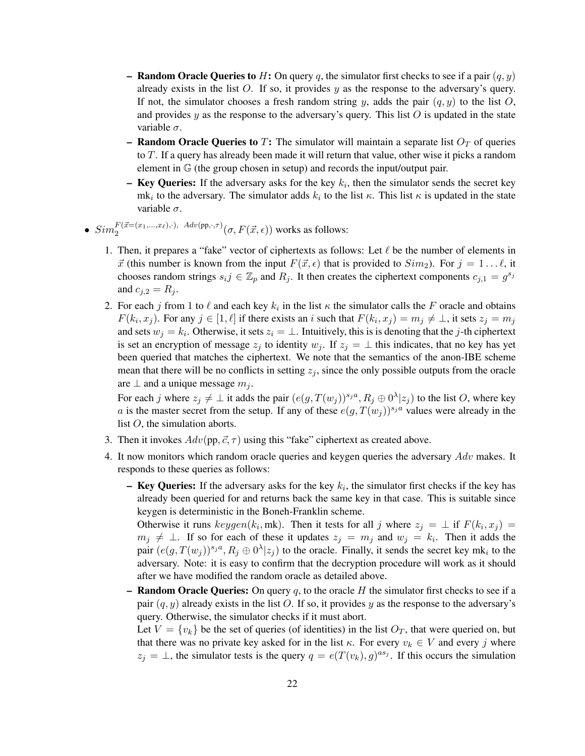- **Random Oracle Queries to $H$:** On query $q$, the simulator first checks to see if a pair $(q, y)$ already exists in the list $O$. If so, it provides $y$ as the response to the adversary's query. If not, the simulator chooses a fresh random string $y$, adds the pair $(q, y)$ to the list $O$, and provides $y$ as the response to the adversary's query. This list $O$ is updated in the state variable $\sigma$.
- **Random Oracle Queries to $T$:** The simulator will maintain a separate list $O_T$ of queries to $T$. If a query has already been made it will return that value, other wise it picks a random element in $\mathbb{G}$ (the group chosen in setup) and records the input/output pair.
- **Key Queries:** If the adversary asks for the key $k_i$, then the simulator sends the secret key $\text{mk}_i$ to the adversary. The simulator adds $k_i$ to the list $\kappa$. This list $\kappa$ is updated in the state variable $\sigma$.

- $Sim_2^{F(\vec{x}=(x_1,\ldots,x_\ell),\cdot),\ Adv(\text{pp},\cdot,\tau)}(\sigma, F(\vec{x}, \epsilon))$ works as follows:

1. Then, it prepares a "fake" vector of ciphertexts as follows: Let $\ell$ be the number of elements in $\vec{x}$ (this number is known from the input $F(\vec{x}, \epsilon)$ that is provided to $Sim_2$). For $j = 1 \ldots \ell$, it chooses random strings $s_i j \in \mathbb{Z}_p$ and $R_j$. It then creates the ciphertext components $c_{j,1} = g^{s_j}$ and $c_{j,2} = R_j$.
2. For each $j$ from 1 to $\ell$ and each key $k_i$ in the list $\kappa$ the simulator calls the $F$ oracle and obtains $F(k_i, x_j)$. For any $j \in [1, \ell]$ if there exists an $i$ such that $F(k_i, x_j) = m_j \neq \perp$, it sets $z_j = m_j$ and sets $w_j = k_i$. Otherwise, it sets $z_i = \perp$. Intuitively, this is is denoting that the $j$-th ciphertext is set an encryption of message $z_j$ to identity $w_j$. If $z_j = \perp$ this indicates, that no key has yet been queried that matches the ciphertext. We note that the semantics of the anon-IBE scheme mean that there will be no conflicts in setting $z_j$, since the only possible outputs from the oracle are $\perp$ and a unique message $m_j$.

   For each $j$ where $z_j \neq \perp$ it adds the pair $(e(g, T(w_j))^{s_j a}, R_j \oplus 0^\lambda | z_j)$ to the list $O$, where key $a$ is the master secret from the setup. If any of these $e(g, T(w_j))^{s_j a}$ values were already in the list $O$, the simulation aborts.
3. Then it invokes $Adv(\text{pp}, \vec{c}, \tau)$ using this "fake" ciphertext as created above.
4. It now monitors which random oracle queries and keygen queries the adversary $Adv$ makes. It responds to these queries as follows:
   - **Key Queries:** If the adversary asks for the key $k_i$, the simulator first checks if the key has already been queried for and returns back the same key in that case. This is suitable since keygen is deterministic in the Boneh-Franklin scheme.

     Otherwise it runs $keygen(k_i, \text{mk})$. Then it tests for all $j$ where $z_j = \perp$ if $F(k_i, x_j) = m_j \neq \perp$. If so for each of these it updates $z_j = m_j$ and $w_j = k_i$. Then it adds the pair $(e(g, T(w_j))^{s_j a}, R_j \oplus 0^\lambda | z_j)$ to the oracle. Finally, it sends the secret key $\text{mk}_i$ to the adversary. Note: it is easy to confirm that the decryption procedure will work as it should after we have modified the random oracle as detailed above.
   - **Random Oracle Queries:** On query $q$, to the oracle $H$ the simulator first checks to see if a pair $(q, y)$ already exists in the list $O$. If so, it provides $y$ as the response to the adversary's query. Otherwise, the simulator checks if it must abort.

     Let $V = \{v_k\}$ be the set of queries (of identities) in the list $O_T$, that were queried on, but that there was no private key asked for in the list $\kappa$. For every $v_k \in V$ and every $j$ where $z_j = \perp$, the simulator tests is the query $q = e(T(v_k), g)^{as_j}$. If this occurs the simulation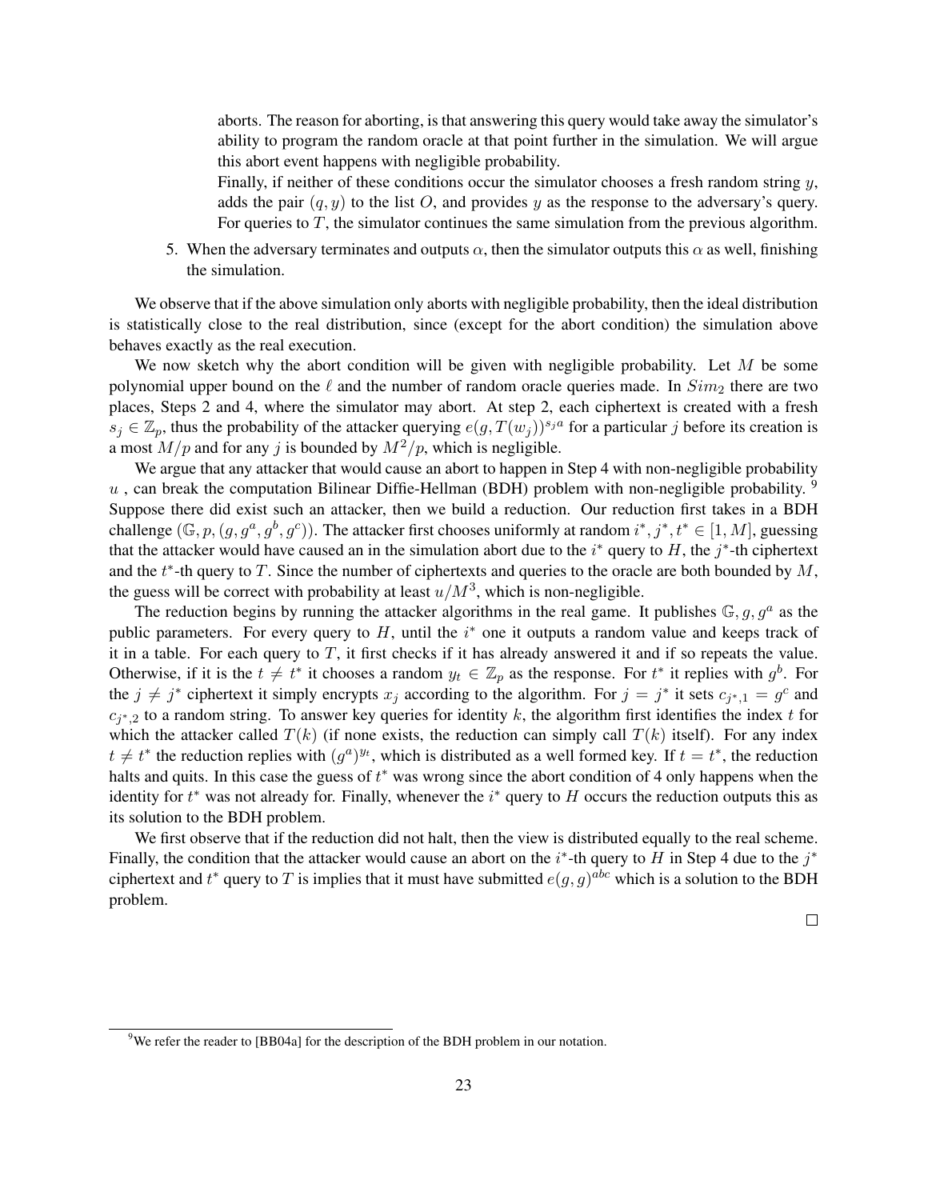aborts. The reason for aborting, is that answering this query would take away the simulator's ability to program the random oracle at that point further in the simulation. We will argue this abort event happens with negligible probability.

Finally, if neither of these conditions occur the simulator chooses a fresh random string $y$, adds the pair $(q, y)$ to the list $O$, and provides $y$ as the response to the adversary's query. For queries to $T$, the simulator continues the same simulation from the previous algorithm.

5. When the adversary terminates and outputs $\alpha$, then the simulator outputs this $\alpha$ as well, finishing the simulation.

We observe that if the above simulation only aborts with negligible probability, then the ideal distribution is statistically close to the real distribution, since (except for the abort condition) the simulation above behaves exactly as the real execution.

We now sketch why the abort condition will be given with negligible probability. Let $M$ be some polynomial upper bound on the $\ell$ and the number of random oracle queries made. In $Sim_2$ there are two places, Steps 2 and 4, where the simulator may abort. At step 2, each ciphertext is created with a fresh $s_j \in \mathbb{Z}_p$, thus the probability of the attacker querying $e(g, T(w_j))^{s_j a}$ for a particular $j$ before its creation is a most $M/p$ and for any $j$ is bounded by $M^2/p$, which is negligible.

We argue that any attacker that would cause an abort to happen in Step 4 with non-negligible probability $u$ , can break the computation Bilinear Diffie-Hellman (BDH) problem with non-negligible probability. [9] Suppose there did exist such an attacker, then we build a reduction. Our reduction first takes in a BDH challenge $(\mathbb{G}, p, (g, g^a, g^b, g^c))$. The attacker first chooses uniformly at random $i^*, j^*, t^* \in [1, M]$, guessing that the attacker would have caused an in the simulation abort due to the $i^*$ query to $H$, the $j^*$-th ciphertext and the $t^*$-th query to $T$. Since the number of ciphertexts and queries to the oracle are both bounded by $M$, the guess will be correct with probability at least $u/M^3$, which is non-negligible.

The reduction begins by running the attacker algorithms in the real game. It publishes $\mathbb{G}, g, g^a$ as the public parameters. For every query to $H$, until the $i^*$ one it outputs a random value and keeps track of it in a table. For each query to $T$, it first checks if it has already answered it and if so repeats the value. Otherwise, if it is the $t \neq t^*$ it chooses a random $y_t \in \mathbb{Z}_p$ as the response. For $t^*$ it replies with $g^b$. For the $j \neq j^*$ ciphertext it simply encrypts $x_j$ according to the algorithm. For $j = j^*$ it sets $c_{j^*,1} = g^c$ and $c_{j^*,2}$ to a random string. To answer key queries for identity $k$, the algorithm first identifies the index $t$ for which the attacker called $T(k)$ (if none exists, the reduction can simply call $T(k)$ itself). For any index $t \neq t^*$ the reduction replies with $(g^a)^{y_t}$, which is distributed as a well formed key. If $t = t^*$, the reduction halts and quits. In this case the guess of $t^*$ was wrong since the abort condition of 4 only happens when the identity for $t^*$ was not already for. Finally, whenever the $i^*$ query to $H$ occurs the reduction outputs this as its solution to the BDH problem.

We first observe that if the reduction did not halt, then the view is distributed equally to the real scheme. Finally, the condition that the attacker would cause an abort on the $i^*$-th query to $H$ in Step 4 due to the $j^*$ ciphertext and $t^*$ query to $T$ is implies that it must have submitted $e(g, g)^{abc}$ which is a solution to the BDH problem.

□

[9] We refer the reader to [BB04a] for the description of the BDH problem in our notation.